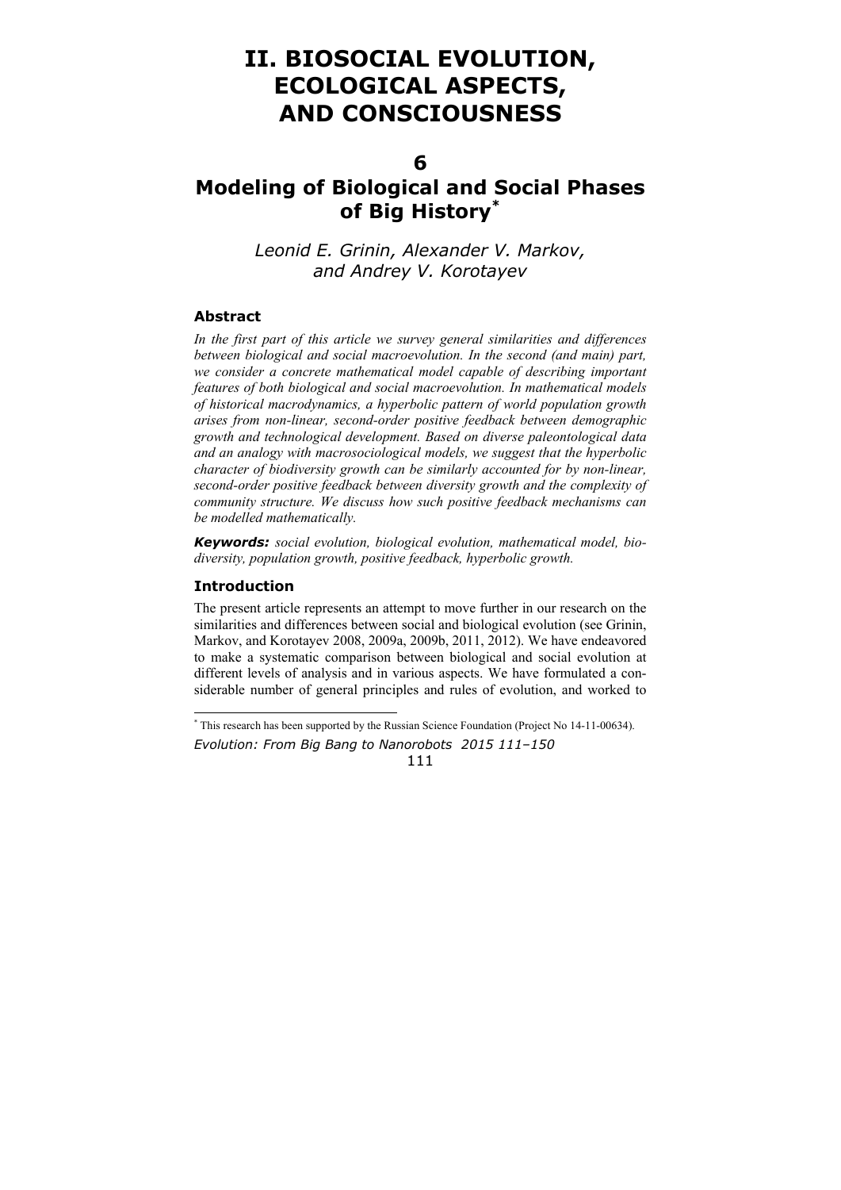# II. BIOSOCIAL EVOLUTION, ECOLOGICAL ASPECTS, AND CONSCIOUSNESS

## 6

## Modeling of Biological and Social Phases of Big History*

*Leonid E. Grinin, Alexander V. Markov, and Andrey V. Korotayev*

### Abstract

*In the first part of this article we survey general similarities and differences between biological and social macroevolution. In the second (and main) part, we consider a concrete mathematical model capable of describing important features of both biological and social macroevolution. In mathematical models of historical macrodynamics, a hyperbolic pattern of world population growth arises from non-linear, second-order positive feedback between demographic growth and technological development. Based on diverse paleontological data and an analogy with macrosociological models, we suggest that the hyperbolic character of biodiversity growth can be similarly accounted for by non-linear, second-order positive feedback between diversity growth and the complexity of community structure. We discuss how such positive feedback mechanisms can be modelled mathematically.*

***Keywords:*** *social evolution, biological evolution, mathematical model, biodiversity, population growth, positive feedback, hyperbolic growth.*

### Introduction

The present article represents an attempt to move further in our research on the similarities and differences between social and biological evolution (see Grinin, Markov, and Korotayev 2008, 2009a, 2009b, 2011, 2012). We have endeavored to make a systematic comparison between biological and social evolution at different levels of analysis and in various aspects. We have formulated a considerable number of general principles and rules of evolution, and worked to

---

* This research has been supported by the Russian Science Foundation (Project No 14-11-00634).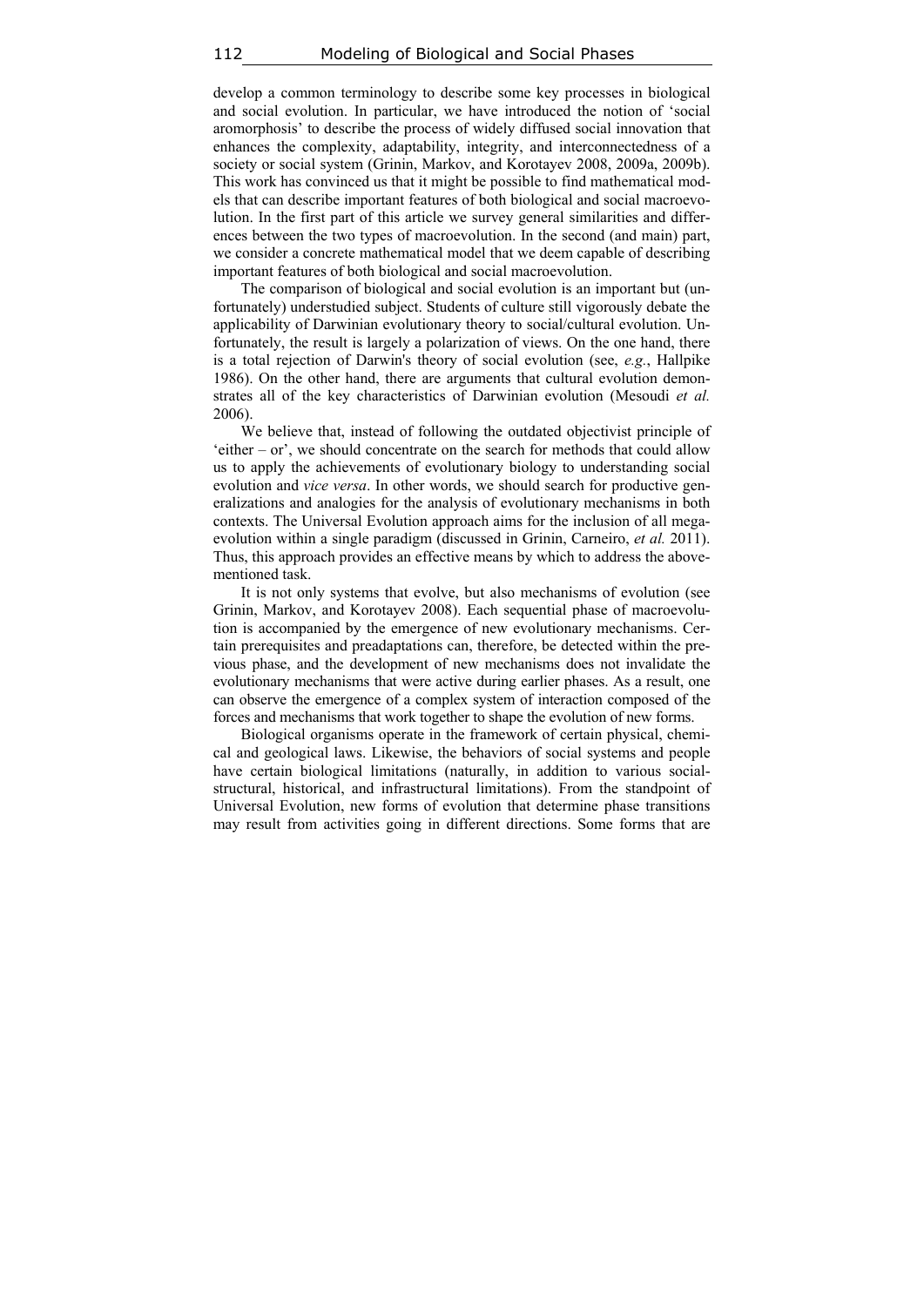develop a common terminology to describe some key processes in biological and social evolution. In particular, we have introduced the notion of 'social aromorphosis' to describe the process of widely diffused social innovation that enhances the complexity, adaptability, integrity, and interconnectedness of a society or social system (Grinin, Markov, and Korotayev 2008, 2009a, 2009b). This work has convinced us that it might be possible to find mathematical models that can describe important features of both biological and social macroevolution. In the first part of this article we survey general similarities and differences between the two types of macroevolution. In the second (and main) part, we consider a concrete mathematical model that we deem capable of describing important features of both biological and social macroevolution.

The comparison of biological and social evolution is an important but (unfortunately) understudied subject. Students of culture still vigorously debate the applicability of Darwinian evolutionary theory to social/cultural evolution. Unfortunately, the result is largely a polarization of views. On the one hand, there is a total rejection of Darwin's theory of social evolution (see, *e.g.*, Hallpike 1986). On the other hand, there are arguments that cultural evolution demonstrates all of the key characteristics of Darwinian evolution (Mesoudi *et al.* 2006).

We believe that, instead of following the outdated objectivist principle of 'either – or', we should concentrate on the search for methods that could allow us to apply the achievements of evolutionary biology to understanding social evolution and *vice versa*. In other words, we should search for productive generalizations and analogies for the analysis of evolutionary mechanisms in both contexts. The Universal Evolution approach aims for the inclusion of all megaevolution within a single paradigm (discussed in Grinin, Carneiro, *et al.* 2011). Thus, this approach provides an effective means by which to address the above-mentioned task.

It is not only systems that evolve, but also mechanisms of evolution (see Grinin, Markov, and Korotayev 2008). Each sequential phase of macroevolution is accompanied by the emergence of new evolutionary mechanisms. Certain prerequisites and preadaptations can, therefore, be detected within the previous phase, and the development of new mechanisms does not invalidate the evolutionary mechanisms that were active during earlier phases. As a result, one can observe the emergence of a complex system of interaction composed of the forces and mechanisms that work together to shape the evolution of new forms.

Biological organisms operate in the framework of certain physical, chemical and geological laws. Likewise, the behaviors of social systems and people have certain biological limitations (naturally, in addition to various social-structural, historical, and infrastructural limitations). From the standpoint of Universal Evolution, new forms of evolution that determine phase transitions may result from activities going in different directions. Some forms that are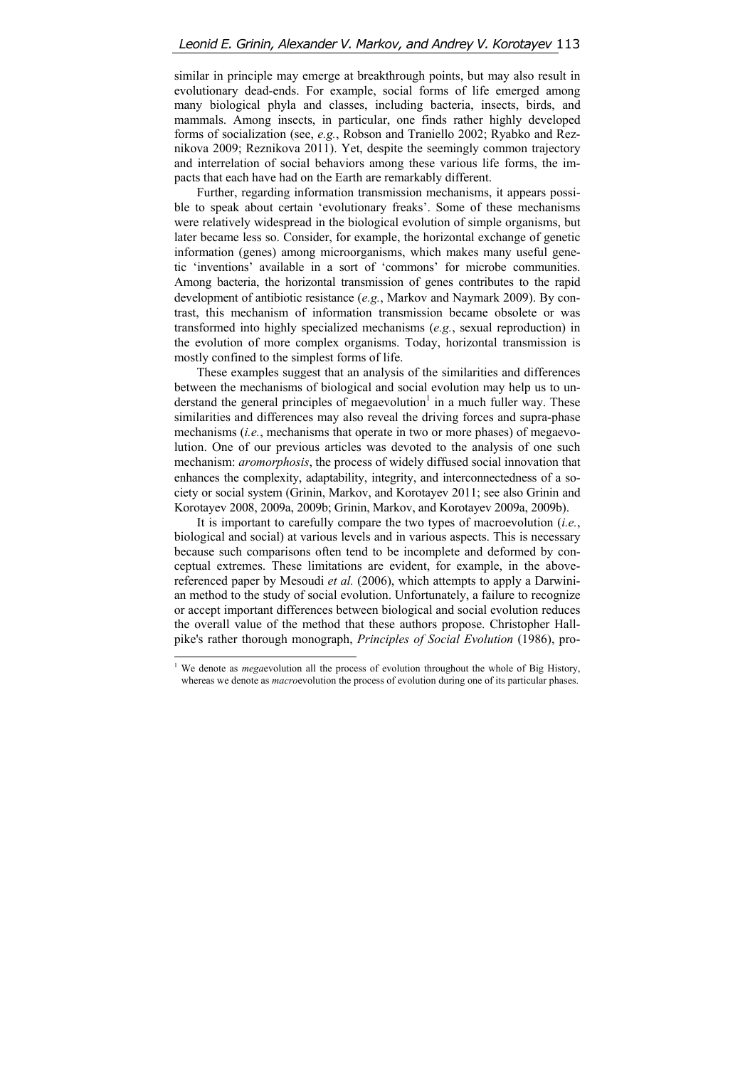similar in principle may emerge at breakthrough points, but may also result in evolutionary dead-ends. For example, social forms of life emerged among many biological phyla and classes, including bacteria, insects, birds, and mammals. Among insects, in particular, one finds rather highly developed forms of socialization (see, *e.g.*, Robson and Traniello 2002; Ryabko and Reznikova 2009; Reznikova 2011). Yet, despite the seemingly common trajectory and interrelation of social behaviors among these various life forms, the impacts that each have had on the Earth are remarkably different.

Further, regarding information transmission mechanisms, it appears possible to speak about certain 'evolutionary freaks'. Some of these mechanisms were relatively widespread in the biological evolution of simple organisms, but later became less so. Consider, for example, the horizontal exchange of genetic information (genes) among microorganisms, which makes many useful genetic 'inventions' available in a sort of 'commons' for microbe communities. Among bacteria, the horizontal transmission of genes contributes to the rapid development of antibiotic resistance (*e.g.*, Markov and Naymark 2009). By contrast, this mechanism of information transmission became obsolete or was transformed into highly specialized mechanisms (*e.g.*, sexual reproduction) in the evolution of more complex organisms. Today, horizontal transmission is mostly confined to the simplest forms of life.

These examples suggest that an analysis of the similarities and differences between the mechanisms of biological and social evolution may help us to understand the general principles of megaevolution[1] in a much fuller way. These similarities and differences may also reveal the driving forces and supra-phase mechanisms (*i.e.*, mechanisms that operate in two or more phases) of megaevolution. One of our previous articles was devoted to the analysis of one such mechanism: *aromorphosis*, the process of widely diffused social innovation that enhances the complexity, adaptability, integrity, and interconnectedness of a society or social system (Grinin, Markov, and Korotayev 2011; see also Grinin and Korotayev 2008, 2009a, 2009b; Grinin, Markov, and Korotayev 2009a, 2009b).

It is important to carefully compare the two types of macroevolution (*i.e.*, biological and social) at various levels and in various aspects. This is necessary because such comparisons often tend to be incomplete and deformed by conceptual extremes. These limitations are evident, for example, in the above-referenced paper by Mesoudi *et al.* (2006), which attempts to apply a Darwinian method to the study of social evolution. Unfortunately, a failure to recognize or accept important differences between biological and social evolution reduces the overall value of the method that these authors propose. Christopher Hallpike's rather thorough monograph, *Principles of Social Evolution* (1986), pro-

---

[1] We denote as *mega*evolution all the process of evolution throughout the whole of Big History, whereas we denote as *macro*evolution the process of evolution during one of its particular phases.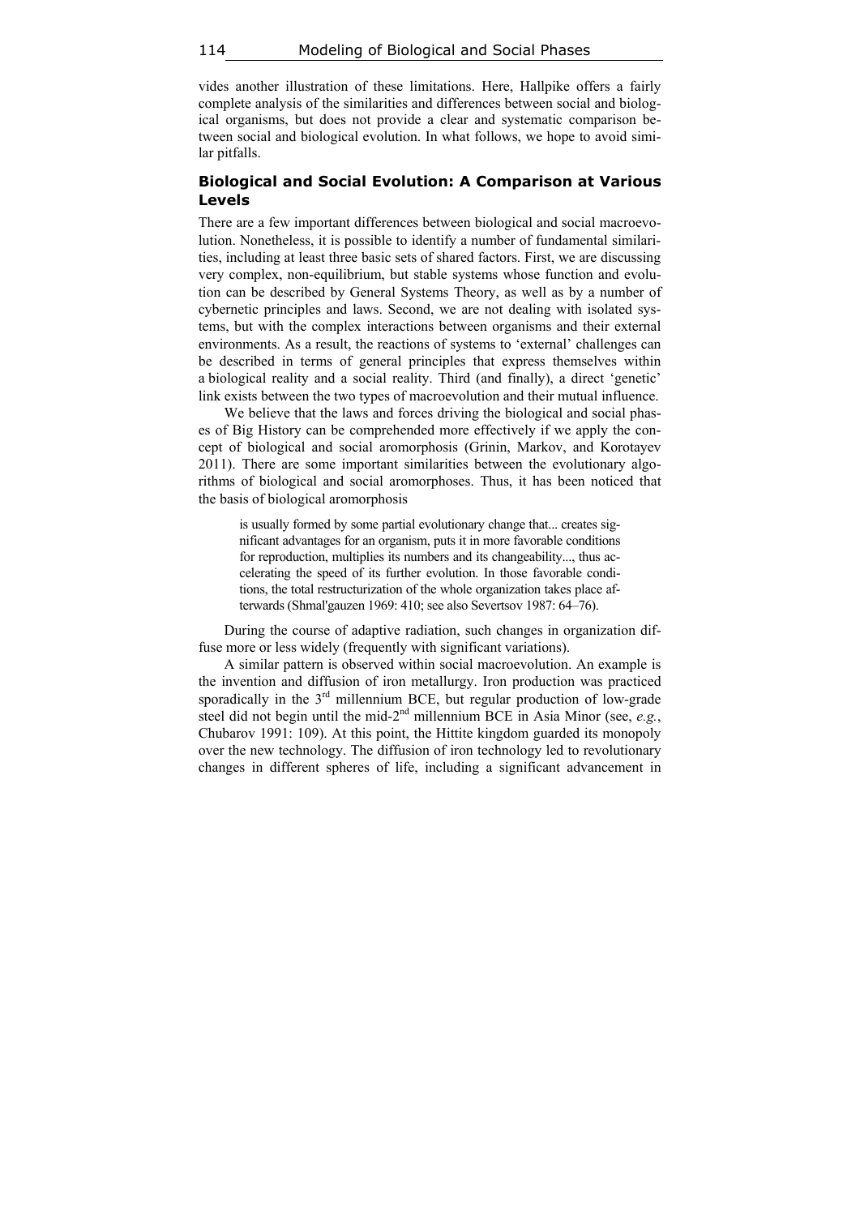vides another illustration of these limitations. Here, Hallpike offers a fairly complete analysis of the similarities and differences between social and biological organisms, but does not provide a clear and systematic comparison between social and biological evolution. In what follows, we hope to avoid similar pitfalls.

## Biological and Social Evolution: A Comparison at Various Levels

There are a few important differences between biological and social macroevolution. Nonetheless, it is possible to identify a number of fundamental similarities, including at least three basic sets of shared factors. First, we are discussing very complex, non-equilibrium, but stable systems whose function and evolution can be described by General Systems Theory, as well as by a number of cybernetic principles and laws. Second, we are not dealing with isolated systems, but with the complex interactions between organisms and their external environments. As a result, the reactions of systems to 'external' challenges can be described in terms of general principles that express themselves within a biological reality and a social reality. Third (and finally), a direct 'genetic' link exists between the two types of macroevolution and their mutual influence.

We believe that the laws and forces driving the biological and social phases of Big History can be comprehended more effectively if we apply the concept of biological and social aromorphosis (Grinin, Markov, and Korotayev 2011). There are some important similarities between the evolutionary algorithms of biological and social aromorphoses. Thus, it has been noticed that the basis of biological aromorphosis

> is usually formed by some partial evolutionary change that... creates significant advantages for an organism, puts it in more favorable conditions for reproduction, multiplies its numbers and its changeability..., thus accelerating the speed of its further evolution. In those favorable conditions, the total restructurization of the whole organization takes place afterwards (Shmal'gauzen 1969: 410; see also Severtsov 1987: 64–76).

During the course of adaptive radiation, such changes in organization diffuse more or less widely (frequently with significant variations).

A similar pattern is observed within social macroevolution. An example is the invention and diffusion of iron metallurgy. Iron production was practiced sporadically in the 3rd millennium BCE, but regular production of low-grade steel did not begin until the mid-2nd millennium BCE in Asia Minor (see, *e.g.*, Chubarov 1991: 109). At this point, the Hittite kingdom guarded its monopoly over the new technology. The diffusion of iron technology led to revolutionary changes in different spheres of life, including a significant advancement in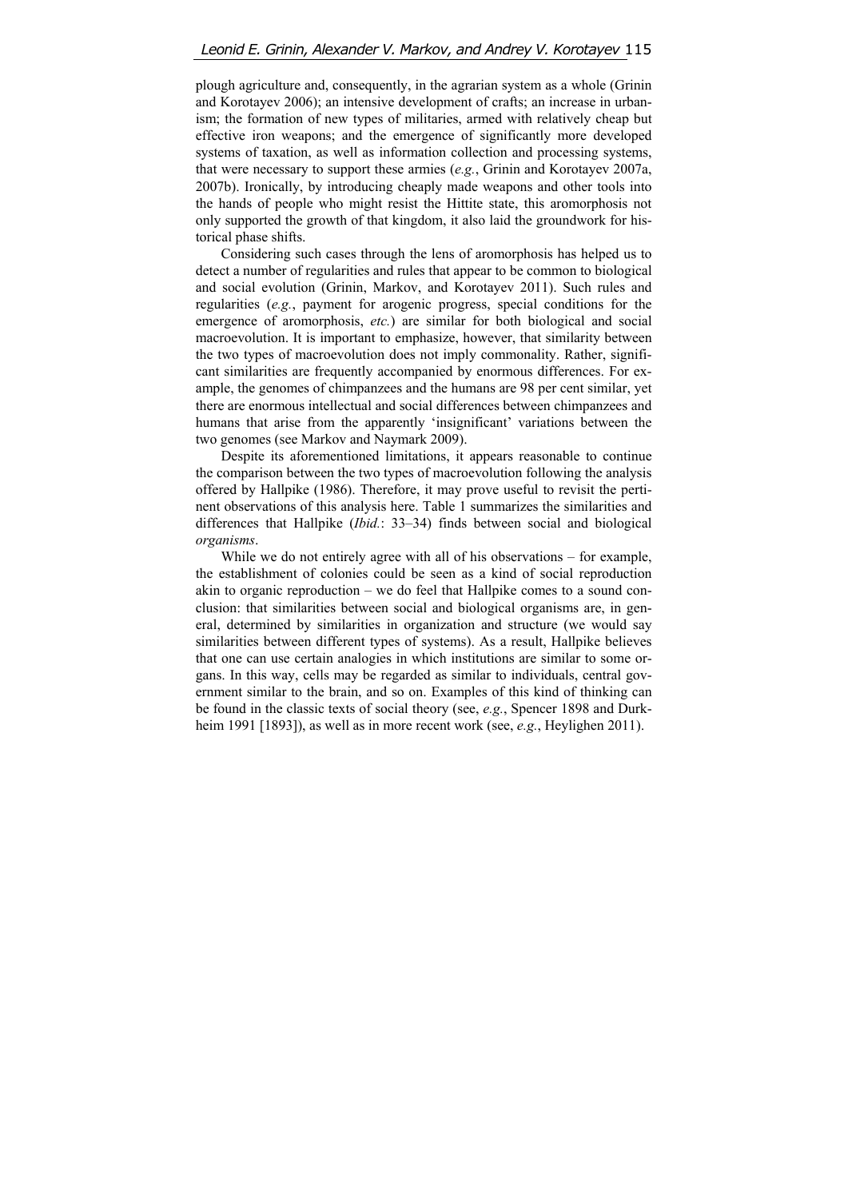plough agriculture and, consequently, in the agrarian system as a whole (Grinin and Korotayev 2006); an intensive development of crafts; an increase in urbanism; the formation of new types of militaries, armed with relatively cheap but effective iron weapons; and the emergence of significantly more developed systems of taxation, as well as information collection and processing systems, that were necessary to support these armies (*e.g.*, Grinin and Korotayev 2007a, 2007b). Ironically, by introducing cheaply made weapons and other tools into the hands of people who might resist the Hittite state, this aromorphosis not only supported the growth of that kingdom, it also laid the groundwork for historical phase shifts.

Considering such cases through the lens of aromorphosis has helped us to detect a number of regularities and rules that appear to be common to biological and social evolution (Grinin, Markov, and Korotayev 2011). Such rules and regularities (*e.g.*, payment for arogenic progress, special conditions for the emergence of aromorphosis, *etc.*) are similar for both biological and social macroevolution. It is important to emphasize, however, that similarity between the two types of macroevolution does not imply commonality. Rather, significant similarities are frequently accompanied by enormous differences. For example, the genomes of chimpanzees and the humans are 98 per cent similar, yet there are enormous intellectual and social differences between chimpanzees and humans that arise from the apparently 'insignificant' variations between the two genomes (see Markov and Naymark 2009).

Despite its aforementioned limitations, it appears reasonable to continue the comparison between the two types of macroevolution following the analysis offered by Hallpike (1986). Therefore, it may prove useful to revisit the pertinent observations of this analysis here. Table 1 summarizes the similarities and differences that Hallpike (*Ibid.*: 33–34) finds between social and biological *organisms*.

While we do not entirely agree with all of his observations – for example, the establishment of colonies could be seen as a kind of social reproduction akin to organic reproduction – we do feel that Hallpike comes to a sound conclusion: that similarities between social and biological organisms are, in general, determined by similarities in organization and structure (we would say similarities between different types of systems). As a result, Hallpike believes that one can use certain analogies in which institutions are similar to some organs. In this way, cells may be regarded as similar to individuals, central government similar to the brain, and so on. Examples of this kind of thinking can be found in the classic texts of social theory (see, *e.g.*, Spencer 1898 and Durkheim 1991 [1893]), as well as in more recent work (see, *e.g.*, Heylighen 2011).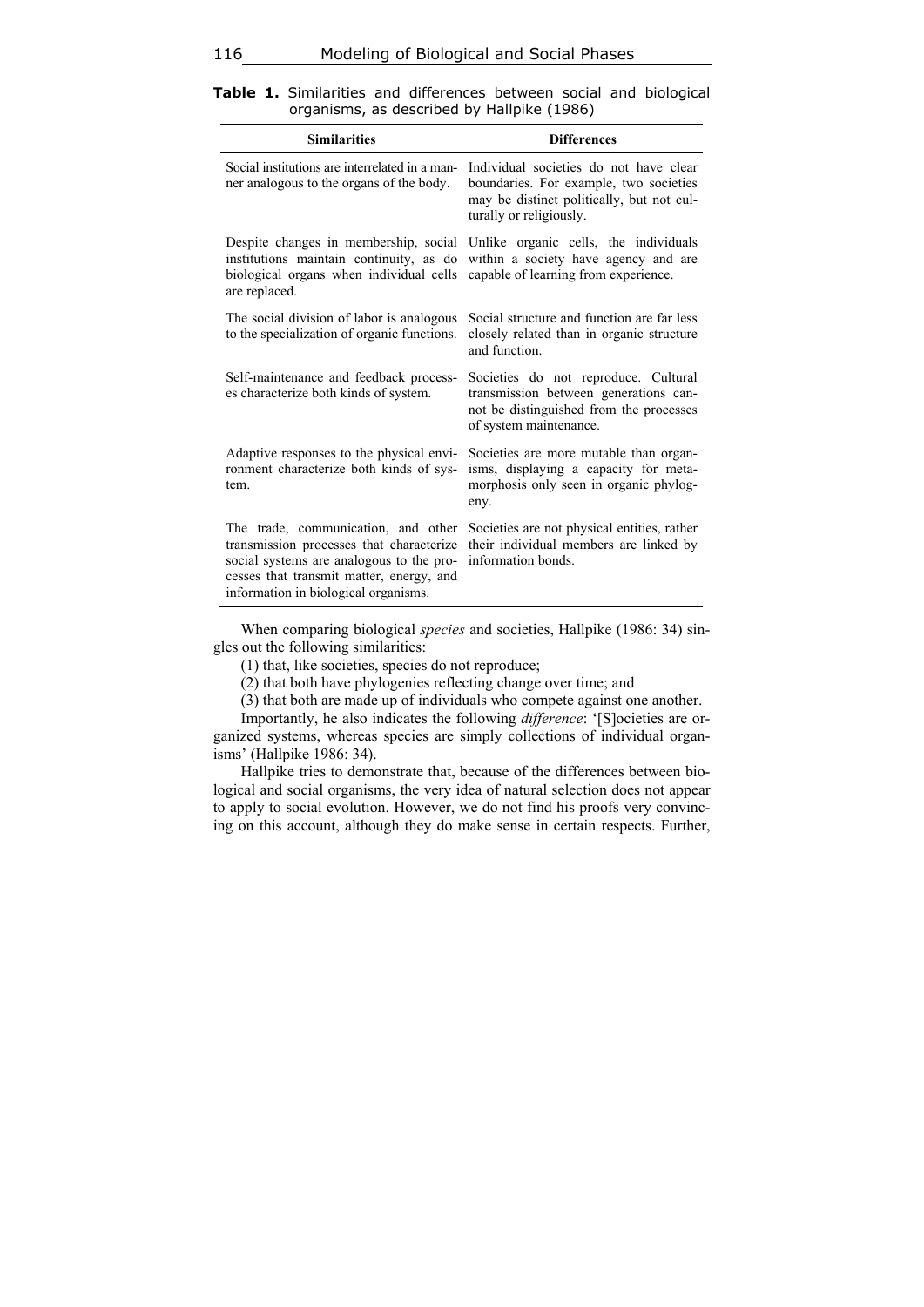**Table 1.** Similarities and differences between social and biological organisms, as described by Hallpike (1986)

| Similarities | Differences |
|---|---|
| Social institutions are interrelated in a manner analogous to the organs of the body. | Individual societies do not have clear boundaries. For example, two societies may be distinct politically, but not culturally or religiously. |
| Despite changes in membership, social institutions maintain continuity, as do biological organs when individual cells are replaced. | Unlike organic cells, the individuals within a society have agency and are capable of learning from experience. |
| The social division of labor is analogous to the specialization of organic functions. | Social structure and function are far less closely related than in organic structure and function. |
| Self-maintenance and feedback processes characterize both kinds of system. | Societies do not reproduce. Cultural transmission between generations cannot be distinguished from the processes of system maintenance. |
| Adaptive responses to the physical environment characterize both kinds of system. | Societies are more mutable than organisms, displaying a capacity for metamorphosis only seen in organic phylogeny. |
| The trade, communication, and other transmission processes that characterize social systems are analogous to the processes that transmit matter, energy, and information in biological organisms. | Societies are not physical entities, rather their individual members are linked by information bonds. |

When comparing biological *species* and societies, Hallpike (1986: 34) singles out the following similarities:

(1) that, like societies, species do not reproduce;

(2) that both have phylogenies reflecting change over time; and

(3) that both are made up of individuals who compete against one another.

Importantly, he also indicates the following *difference*: '[S]ocieties are organized systems, whereas species are simply collections of individual organisms' (Hallpike 1986: 34).

Hallpike tries to demonstrate that, because of the differences between biological and social organisms, the very idea of natural selection does not appear to apply to social evolution. However, we do not find his proofs very convincing on this account, although they do make sense in certain respects. Further,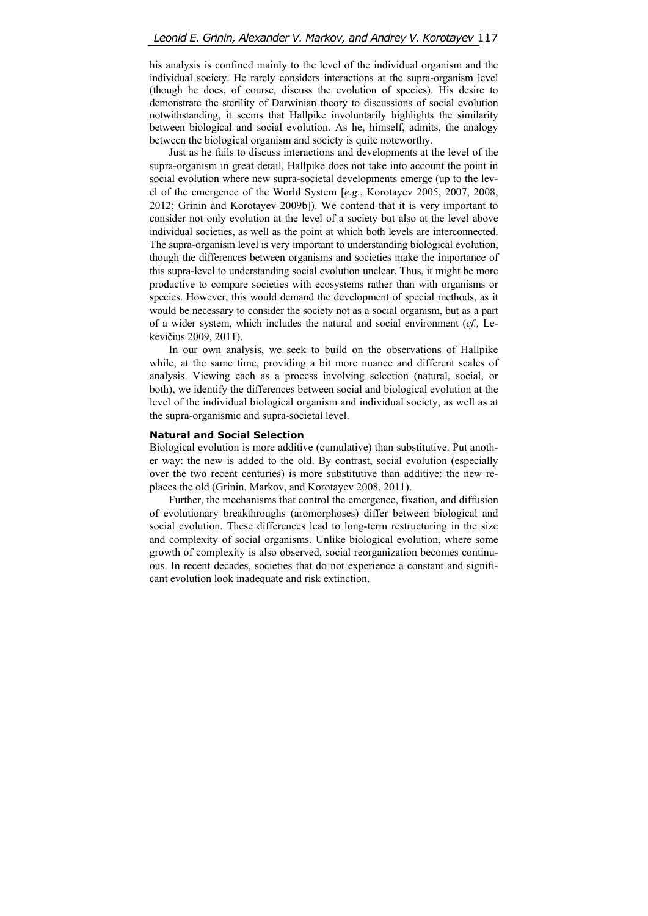his analysis is confined mainly to the level of the individual organism and the individual society. He rarely considers interactions at the supra-organism level (though he does, of course, discuss the evolution of species). His desire to demonstrate the sterility of Darwinian theory to discussions of social evolution notwithstanding, it seems that Hallpike involuntarily highlights the similarity between biological and social evolution. As he, himself, admits, the analogy between the biological organism and society is quite noteworthy.

Just as he fails to discuss interactions and developments at the level of the supra-organism in great detail, Hallpike does not take into account the point in social evolution where new supra-societal developments emerge (up to the level of the emergence of the World System [*e.g.*, Korotayev 2005, 2007, 2008, 2012; Grinin and Korotayev 2009b]). We contend that it is very important to consider not only evolution at the level of a society but also at the level above individual societies, as well as the point at which both levels are interconnected. The supra-organism level is very important to understanding biological evolution, though the differences between organisms and societies make the importance of this supra-level to understanding social evolution unclear. Thus, it might be more productive to compare societies with ecosystems rather than with organisms or species. However, this would demand the development of special methods, as it would be necessary to consider the society not as a social organism, but as a part of a wider system, which includes the natural and social environment (*cf.,* Lekevičius 2009, 2011).

In our own analysis, we seek to build on the observations of Hallpike while, at the same time, providing a bit more nuance and different scales of analysis. Viewing each as a process involving selection (natural, social, or both), we identify the differences between social and biological evolution at the level of the individual biological organism and individual society, as well as at the supra-organismic and supra-societal level.

### Natural and Social Selection

Biological evolution is more additive (cumulative) than substitutive. Put another way: the new is added to the old. By contrast, social evolution (especially over the two recent centuries) is more substitutive than additive: the new replaces the old (Grinin, Markov, and Korotayev 2008, 2011).

Further, the mechanisms that control the emergence, fixation, and diffusion of evolutionary breakthroughs (aromorphoses) differ between biological and social evolution. These differences lead to long-term restructuring in the size and complexity of social organisms. Unlike biological evolution, where some growth of complexity is also observed, social reorganization becomes continuous. In recent decades, societies that do not experience a constant and significant evolution look inadequate and risk extinction.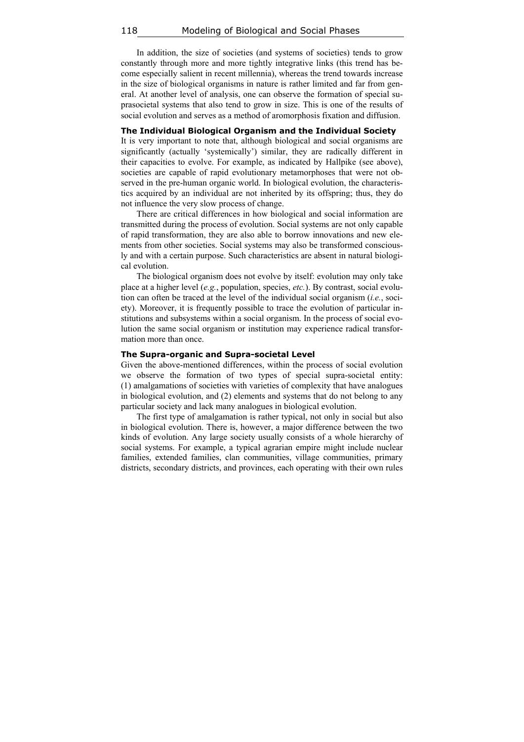In addition, the size of societies (and systems of societies) tends to grow constantly through more and more tightly integrative links (this trend has become especially salient in recent millennia), whereas the trend towards increase in the size of biological organisms in nature is rather limited and far from general. At another level of analysis, one can observe the formation of special suprasocietal systems that also tend to grow in size. This is one of the results of social evolution and serves as a method of aromorphosis fixation and diffusion.

### The Individual Biological Organism and the Individual Society

It is very important to note that, although biological and social organisms are significantly (actually 'systemically') similar, they are radically different in their capacities to evolve. For example, as indicated by Hallpike (see above), societies are capable of rapid evolutionary metamorphoses that were not observed in the pre-human organic world. In biological evolution, the characteristics acquired by an individual are not inherited by its offspring; thus, they do not influence the very slow process of change.

There are critical differences in how biological and social information are transmitted during the process of evolution. Social systems are not only capable of rapid transformation, they are also able to borrow innovations and new elements from other societies. Social systems may also be transformed consciously and with a certain purpose. Such characteristics are absent in natural biological evolution.

The biological organism does not evolve by itself: evolution may only take place at a higher level (*e.g.*, population, species, *etc.*). By contrast, social evolution can often be traced at the level of the individual social organism (*i.e.*, society). Moreover, it is frequently possible to trace the evolution of particular institutions and subsystems within a social organism. In the process of social evolution the same social organism or institution may experience radical transformation more than once.

### The Supra-organic and Supra-societal Level

Given the above-mentioned differences, within the process of social evolution we observe the formation of two types of special supra-societal entity: (1) amalgamations of societies with varieties of complexity that have analogues in biological evolution, and (2) elements and systems that do not belong to any particular society and lack many analogues in biological evolution.

The first type of amalgamation is rather typical, not only in social but also in biological evolution. There is, however, a major difference between the two kinds of evolution. Any large society usually consists of a whole hierarchy of social systems. For example, a typical agrarian empire might include nuclear families, extended families, clan communities, village communities, primary districts, secondary districts, and provinces, each operating with their own rules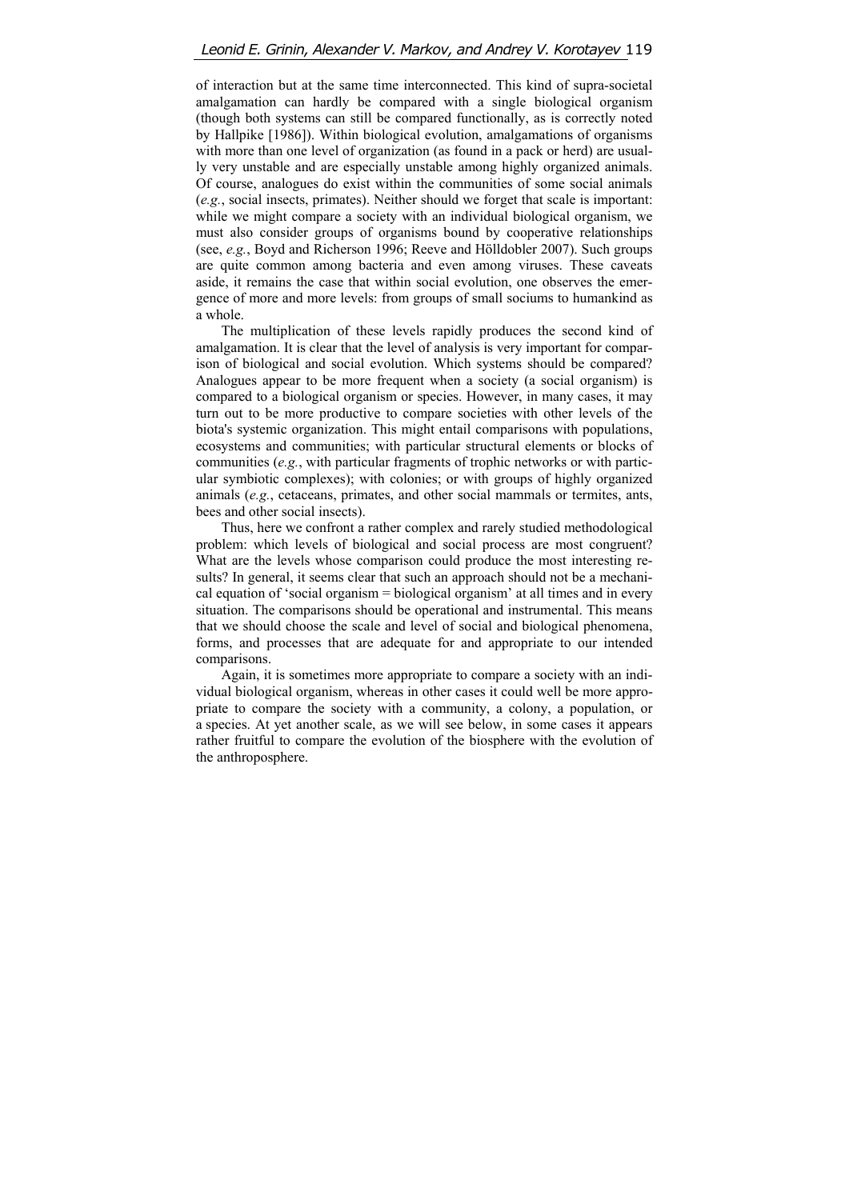of interaction but at the same time interconnected. This kind of supra-societal amalgamation can hardly be compared with a single biological organism (though both systems can still be compared functionally, as is correctly noted by Hallpike [1986]). Within biological evolution, amalgamations of organisms with more than one level of organization (as found in a pack or herd) are usually very unstable and are especially unstable among highly organized animals. Of course, analogues do exist within the communities of some social animals (*e.g.*, social insects, primates). Neither should we forget that scale is important: while we might compare a society with an individual biological organism, we must also consider groups of organisms bound by cooperative relationships (see, *e.g.*, Boyd and Richerson 1996; Reeve and Hölldobler 2007). Such groups are quite common among bacteria and even among viruses. These caveats aside, it remains the case that within social evolution, one observes the emergence of more and more levels: from groups of small sociums to humankind as a whole.

The multiplication of these levels rapidly produces the second kind of amalgamation. It is clear that the level of analysis is very important for comparison of biological and social evolution. Which systems should be compared? Analogues appear to be more frequent when a society (a social organism) is compared to a biological organism or species. However, in many cases, it may turn out to be more productive to compare societies with other levels of the biota's systemic organization. This might entail comparisons with populations, ecosystems and communities; with particular structural elements or blocks of communities (*e.g.*, with particular fragments of trophic networks or with particular symbiotic complexes); with colonies; or with groups of highly organized animals (*e.g.*, cetaceans, primates, and other social mammals or termites, ants, bees and other social insects).

Thus, here we confront a rather complex and rarely studied methodological problem: which levels of biological and social process are most congruent? What are the levels whose comparison could produce the most interesting results? In general, it seems clear that such an approach should not be a mechanical equation of 'social organism = biological organism' at all times and in every situation. The comparisons should be operational and instrumental. This means that we should choose the scale and level of social and biological phenomena, forms, and processes that are adequate for and appropriate to our intended comparisons.

Again, it is sometimes more appropriate to compare a society with an individual biological organism, whereas in other cases it could well be more appropriate to compare the society with a community, a colony, a population, or a species. At yet another scale, as we will see below, in some cases it appears rather fruitful to compare the evolution of the biosphere with the evolution of the anthroposphere.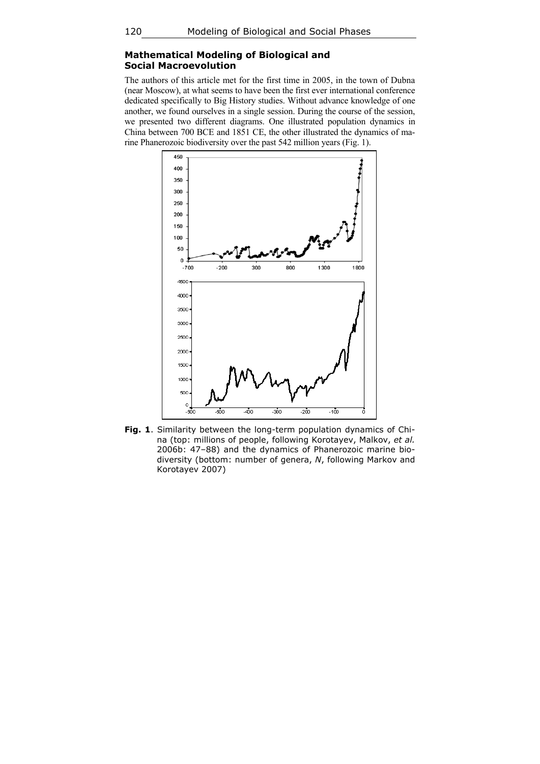## Mathematical Modeling of Biological and Social Macroevolution

The authors of this article met for the first time in 2005, in the town of Dubna (near Moscow), at what seems to have been the first ever international conference dedicated specifically to Big History studies. Without advance knowledge of one another, we found ourselves in a single session. During the course of the session, we presented two different diagrams. One illustrated population dynamics in China between 700 BCE and 1851 CE, the other illustrated the dynamics of marine Phanerozoic biodiversity over the past 542 million years (Fig. 1).

**Fig. 1**. Similarity between the long-term population dynamics of China (top: millions of people, following Korotayev, Malkov, *et al.* 2006b: 47–88) and the dynamics of Phanerozoic marine biodiversity (bottom: number of genera, *N*, following Markov and Korotayev 2007)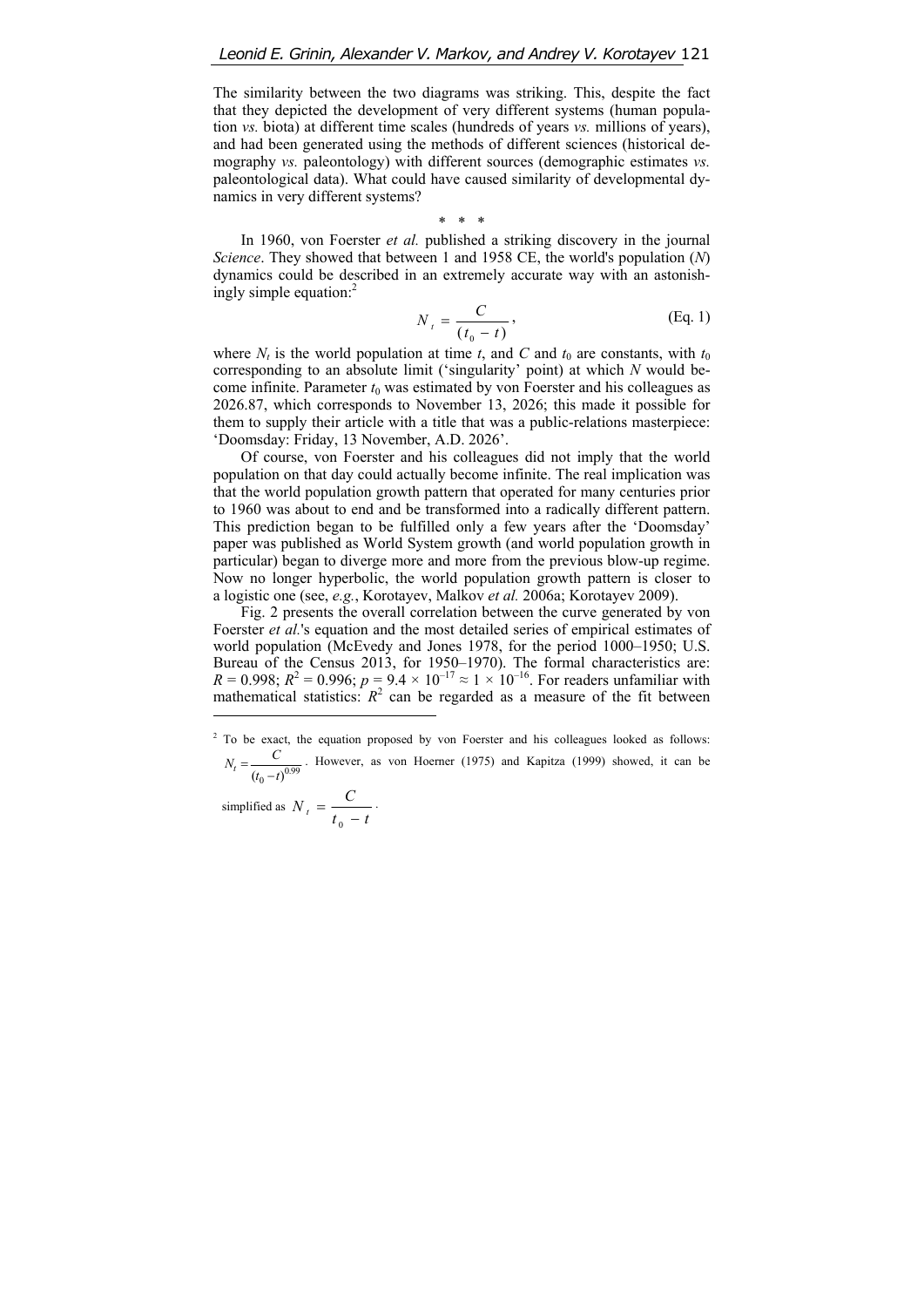The similarity between the two diagrams was striking. This, despite the fact that they depicted the development of very different systems (human population *vs.* biota) at different time scales (hundreds of years *vs.* millions of years), and had been generated using the methods of different sciences (historical demography *vs.* paleontology) with different sources (demographic estimates *vs.* paleontological data). What could have caused similarity of developmental dynamics in very different systems?

\* \* \*

In 1960, von Foerster *et al.* published a striking discovery in the journal *Science*. They showed that between 1 and 1958 CE, the world's population ($N$) dynamics could be described in an extremely accurate way with an astonishingly simple equation:[2]

$$N_t = \frac{C}{(t_0 - t)}, \qquad \text{(Eq. 1)}$$

where $N_t$ is the world population at time $t$, and $C$ and $t_0$ are constants, with $t_0$ corresponding to an absolute limit ('singularity' point) at which $N$ would become infinite. Parameter $t_0$ was estimated by von Foerster and his colleagues as 2026.87, which corresponds to November 13, 2026; this made it possible for them to supply their article with a title that was a public-relations masterpiece: 'Doomsday: Friday, 13 November, A.D. 2026'.

Of course, von Foerster and his colleagues did not imply that the world population on that day could actually become infinite. The real implication was that the world population growth pattern that operated for many centuries prior to 1960 was about to end and be transformed into a radically different pattern. This prediction began to be fulfilled only a few years after the 'Doomsday' paper was published as World System growth (and world population growth in particular) began to diverge more and more from the previous blow-up regime. Now no longer hyperbolic, the world population growth pattern is closer to a logistic one (see, *e.g.*, Korotayev, Malkov *et al.* 2006a; Korotayev 2009).

Fig. 2 presents the overall correlation between the curve generated by von Foerster *et al.*'s equation and the most detailed series of empirical estimates of world population (McEvedy and Jones 1978, for the period 1000–1950; U.S. Bureau of the Census 2013, for 1950–1970). The formal characteristics are: $R = 0.998$; $R^2 = 0.996$; $p = 9.4 \times 10^{-17} \approx 1 \times 10^{-16}$. For readers unfamiliar with mathematical statistics: $R^2$ can be regarded as a measure of the fit between

---

[2] To be exact, the equation proposed by von Foerster and his colleagues looked as follows: $N_t = \frac{C}{(t_0 - t)^{0.99}}$. However, as von Hoerner (1975) and Kapitza (1999) showed, it can be simplified as $N_t = \frac{C}{t_0 - t}$.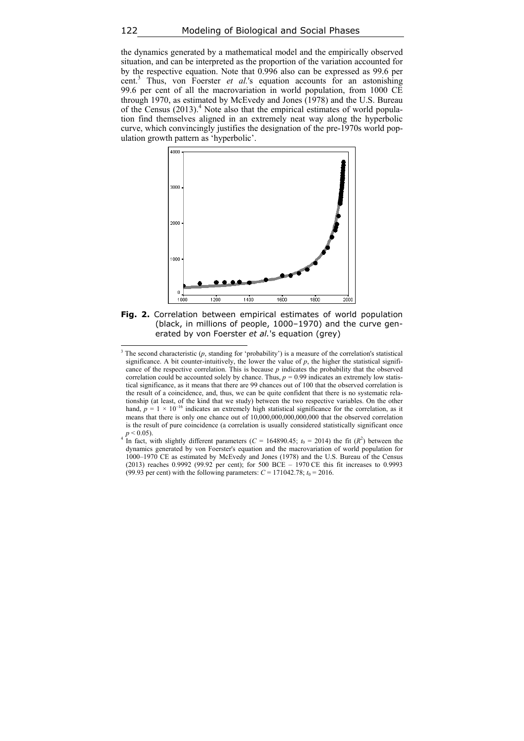the dynamics generated by a mathematical model and the empirically observed situation, and can be interpreted as the proportion of the variation accounted for by the respective equation. Note that 0.996 also can be expressed as 99.6 per cent.[3] Thus, von Foerster *et al.*'s equation accounts for an astonishing 99.6 per cent of all the macrovariation in world population, from 1000 CE through 1970, as estimated by McEvedy and Jones (1978) and the U.S. Bureau of the Census (2013).[4] Note also that the empirical estimates of world population find themselves aligned in an extremely neat way along the hyperbolic curve, which convincingly justifies the designation of the pre-1970s world population growth pattern as 'hyperbolic'.

**Fig. 2.** Correlation between empirical estimates of world population (black, in millions of people, 1000–1970) and the curve generated by von Foerster *et al.*'s equation (grey)

[3] The second characteristic ($p$, standing for 'probability') is a measure of the correlation's statistical significance. A bit counter-intuitively, the lower the value of $p$, the higher the statistical significance of the respective correlation. This is because $p$ indicates the probability that the observed correlation could be accounted solely by chance. Thus, $p = 0.99$ indicates an extremely low statistical significance, as it means that there are 99 chances out of 100 that the observed correlation is the result of a coincidence, and, thus, we can be quite confident that there is no systematic relationship (at least, of the kind that we study) between the two respective variables. On the other hand, $p = 1 \times 10^{-16}$ indicates an extremely high statistical significance for the correlation, as it means that there is only one chance out of 10,000,000,000,000,000 that the observed correlation is the result of pure coincidence (a correlation is usually considered statistically significant once $p < 0.05$).

[4] In fact, with slightly different parameters ($C = 164890.45$; $t_0 = 2014$) the fit ($R^2$) between the dynamics generated by von Foerster's equation and the macrovariation of world population for 1000–1970 CE as estimated by McEvedy and Jones (1978) and the U.S. Bureau of the Census (2013) reaches 0.9992 (99.92 per cent); for 500 BCE – 1970 CE this fit increases to 0.9993 (99.93 per cent) with the following parameters: $C = 171042.78$; $t_0 = 2016$.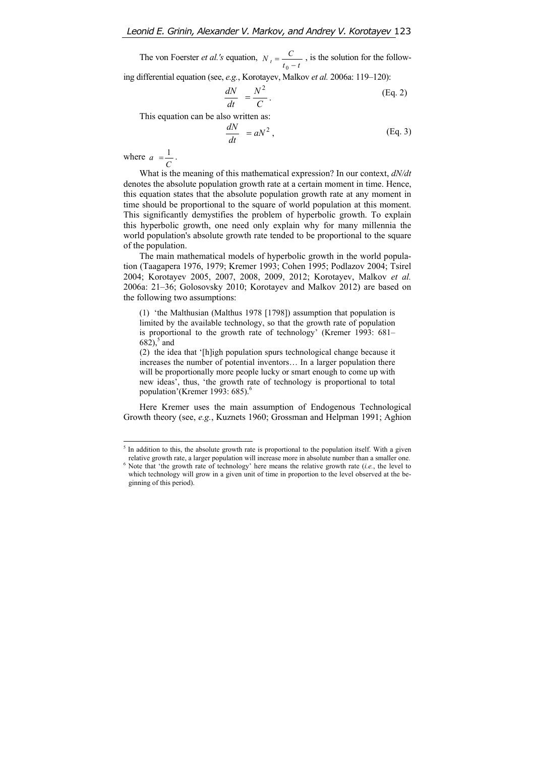The von Foerster *et al.'s* equation, $N_t = \frac{C}{t_0 - t}$, is the solution for the following differential equation (see, *e.g.*, Korotayev, Malkov *et al.* 2006a: 119–120):

$$\frac{dN}{dt} = \frac{N^2}{C}. \qquad \text{(Eq. 2)}$$

This equation can be also written as:

$$\frac{dN}{dt} = aN^2, \qquad \text{(Eq. 3)}$$

where $a = \frac{1}{C}$.

What is the meaning of this mathematical expression? In our context, *dN/dt* denotes the absolute population growth rate at a certain moment in time. Hence, this equation states that the absolute population growth rate at any moment in time should be proportional to the square of world population at this moment. This significantly demystifies the problem of hyperbolic growth. To explain this hyperbolic growth, one need only explain why for many millennia the world population's absolute growth rate tended to be proportional to the square of the population.

The main mathematical models of hyperbolic growth in the world population (Taagapera 1976, 1979; Kremer 1993; Cohen 1995; Podlazov 2004; Tsirel 2004; Korotayev 2005, 2007, 2008, 2009, 2012; Korotayev, Malkov *et al.* 2006a: 21–36; Golosovsky 2010; Korotayev and Malkov 2012) are based on the following two assumptions:

> (1) 'the Malthusian (Malthus 1978 [1798]) assumption that population is limited by the available technology, so that the growth rate of population is proportional to the growth rate of technology' (Kremer 1993: 681–682),[5] and
>
> (2) the idea that '[h]igh population spurs technological change because it increases the number of potential inventors… In a larger population there will be proportionally more people lucky or smart enough to come up with new ideas', thus, 'the growth rate of technology is proportional to total population'(Kremer 1993: 685).[6]

Here Kremer uses the main assumption of Endogenous Technological Growth theory (see, *e.g.*, Kuznets 1960; Grossman and Helpman 1991; Aghion

---

[5] In addition to this, the absolute growth rate is proportional to the population itself. With a given relative growth rate, a larger population will increase more in absolute number than a smaller one.

[6] Note that 'the growth rate of technology' here means the relative growth rate (*i.e.*, the level to which technology will grow in a given unit of time in proportion to the level observed at the beginning of this period).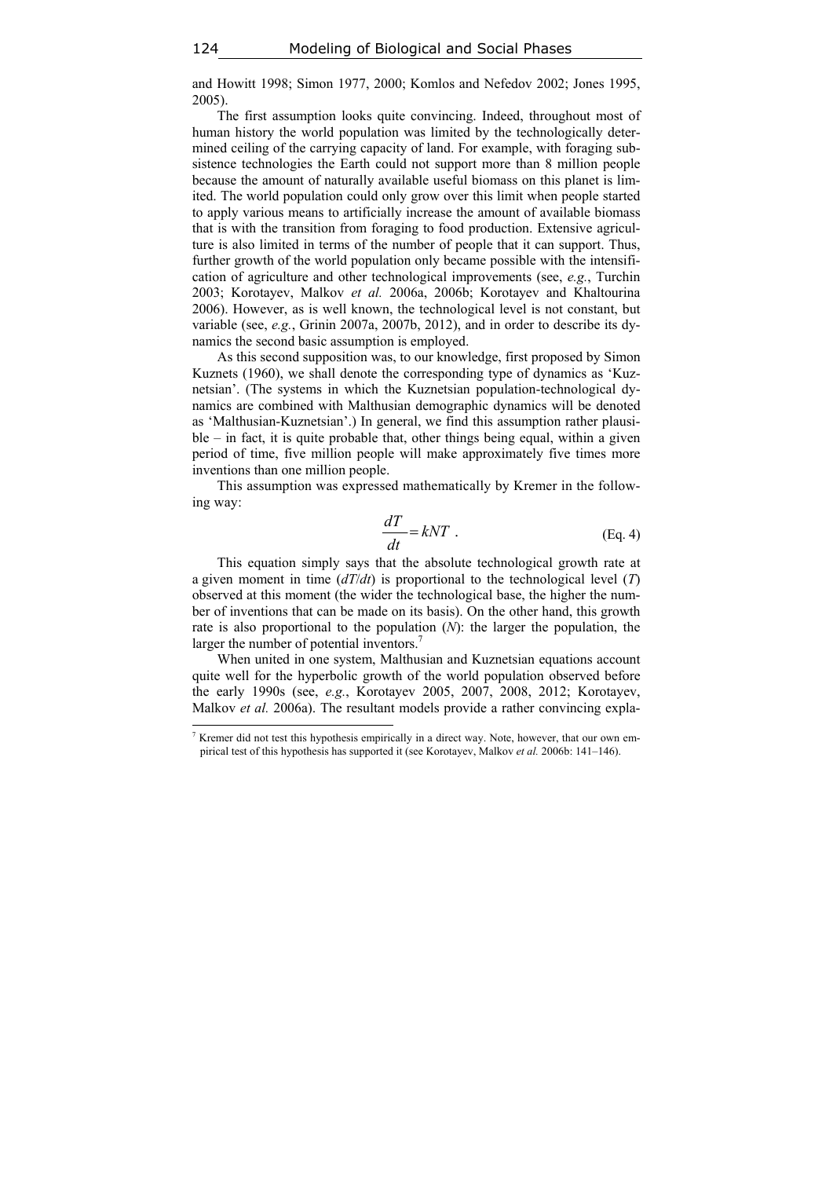and Howitt 1998; Simon 1977, 2000; Komlos and Nefedov 2002; Jones 1995, 2005).

The first assumption looks quite convincing. Indeed, throughout most of human history the world population was limited by the technologically determined ceiling of the carrying capacity of land. For example, with foraging subsistence technologies the Earth could not support more than 8 million people because the amount of naturally available useful biomass on this planet is limited. The world population could only grow over this limit when people started to apply various means to artificially increase the amount of available biomass that is with the transition from foraging to food production. Extensive agriculture is also limited in terms of the number of people that it can support. Thus, further growth of the world population only became possible with the intensification of agriculture and other technological improvements (see, *e.g.*, Turchin 2003; Korotayev, Malkov *et al.* 2006a, 2006b; Korotayev and Khaltourina 2006). However, as is well known, the technological level is not constant, but variable (see, *e.g.*, Grinin 2007a, 2007b, 2012), and in order to describe its dynamics the second basic assumption is employed.

As this second supposition was, to our knowledge, first proposed by Simon Kuznets (1960), we shall denote the corresponding type of dynamics as 'Kuznetsian'. (The systems in which the Kuznetsian population-technological dynamics are combined with Malthusian demographic dynamics will be denoted as 'Malthusian-Kuznetsian'.) In general, we find this assumption rather plausible – in fact, it is quite probable that, other things being equal, within a given period of time, five million people will make approximately five times more inventions than one million people.

This assumption was expressed mathematically by Kremer in the following way:

$$\frac{dT}{dt} = kNT \,. \qquad \text{(Eq. 4)}$$

This equation simply says that the absolute technological growth rate at a given moment in time ($dT/dt$) is proportional to the technological level ($T$) observed at this moment (the wider the technological base, the higher the number of inventions that can be made on its basis). On the other hand, this growth rate is also proportional to the population ($N$): the larger the population, the larger the number of potential inventors.[7]

When united in one system, Malthusian and Kuznetsian equations account quite well for the hyperbolic growth of the world population observed before the early 1990s (see, *e.g.*, Korotayev 2005, 2007, 2008, 2012; Korotayev, Malkov *et al.* 2006a). The resultant models provide a rather convincing expla-

[7] Kremer did not test this hypothesis empirically in a direct way. Note, however, that our own empirical test of this hypothesis has supported it (see Korotayev, Malkov *et al.* 2006b: 141–146).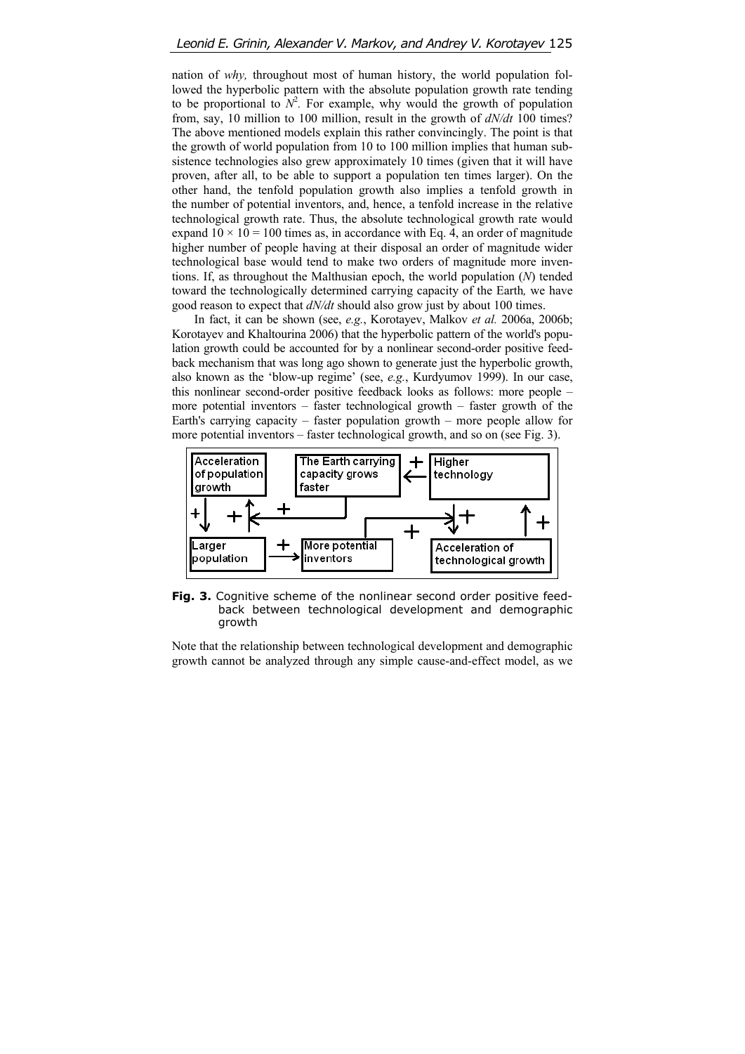nation of *why,* throughout most of human history, the world population followed the hyperbolic pattern with the absolute population growth rate tending to be proportional to $N^2$. For example, why would the growth of population from, say, 10 million to 100 million, result in the growth of $dN/dt$ 100 times? The above mentioned models explain this rather convincingly. The point is that the growth of world population from 10 to 100 million implies that human subsistence technologies also grew approximately 10 times (given that it will have proven, after all, to be able to support a population ten times larger). On the other hand, the tenfold population growth also implies a tenfold growth in the number of potential inventors, and, hence, a tenfold increase in the relative technological growth rate. Thus, the absolute technological growth rate would expand $10 \times 10 = 100$ times as, in accordance with Eq. 4, an order of magnitude higher number of people having at their disposal an order of magnitude wider technological base would tend to make two orders of magnitude more inventions. If, as throughout the Malthusian epoch, the world population ($N$) tended toward the technologically determined carrying capacity of the Earth*,* we have good reason to expect that $dN/dt$ should also grow just by about 100 times.

In fact, it can be shown (see, *e.g.*, Korotayev, Malkov *et al.* 2006a, 2006b; Korotayev and Khaltourina 2006) that the hyperbolic pattern of the world's population growth could be accounted for by a nonlinear second-order positive feedback mechanism that was long ago shown to generate just the hyperbolic growth, also known as the 'blow-up regime' (see, *e.g.*, Kurdyumov 1999). In our case, this nonlinear second-order positive feedback looks as follows: more people – more potential inventors – faster technological growth – faster growth of the Earth's carrying capacity – faster population growth – more people allow for more potential inventors – faster technological growth, and so on (see Fig. 3).

**Fig. 3.** Cognitive scheme of the nonlinear second order positive feedback between technological development and demographic growth

Note that the relationship between technological development and demographic growth cannot be analyzed through any simple cause-and-effect model, as we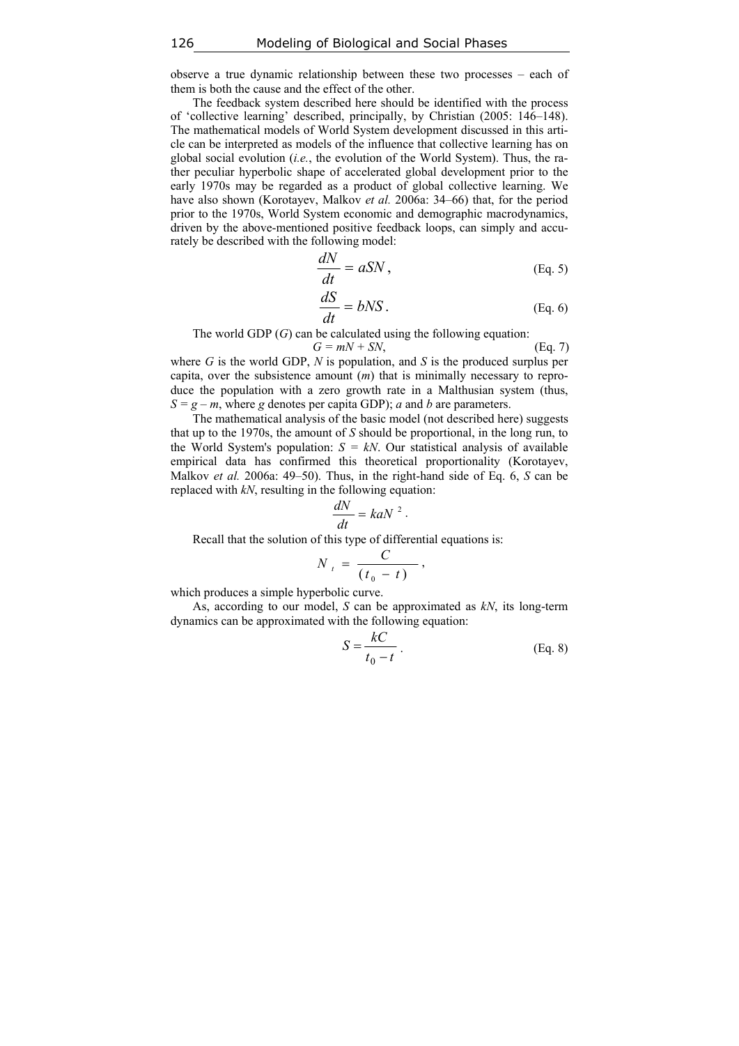observe a true dynamic relationship between these two processes – each of them is both the cause and the effect of the other.

The feedback system described here should be identified with the process of 'collective learning' described, principally, by Christian (2005: 146–148). The mathematical models of World System development discussed in this article can be interpreted as models of the influence that collective learning has on global social evolution (*i.e.*, the evolution of the World System). Thus, the rather peculiar hyperbolic shape of accelerated global development prior to the early 1970s may be regarded as a product of global collective learning. We have also shown (Korotayev, Malkov *et al.* 2006a: 34–66) that, for the period prior to the 1970s, World System economic and demographic macrodynamics, driven by the above-mentioned positive feedback loops, can simply and accurately be described with the following model:

$$\frac{dN}{dt} = aSN, \tag{Eq. 5}$$

$$\frac{dS}{dt} = bNS. \tag{Eq. 6}$$

The world GDP ($G$) can be calculated using the following equation:

$$G = mN + SN, \tag{Eq. 7}$$

where $G$ is the world GDP, $N$ is population, and $S$ is the produced surplus per capita, over the subsistence amount ($m$) that is minimally necessary to reproduce the population with a zero growth rate in a Malthusian system (thus, $S = g - m$, where $g$ denotes per capita GDP); $a$ and $b$ are parameters.

The mathematical analysis of the basic model (not described here) suggests that up to the 1970s, the amount of $S$ should be proportional, in the long run, to the World System's population: $S = kN$. Our statistical analysis of available empirical data has confirmed this theoretical proportionality (Korotayev, Malkov *et al.* 2006a: 49–50). Thus, in the right-hand side of Eq. 6, $S$ can be replaced with $kN$, resulting in the following equation:

$$\frac{dN}{dt} = kaN^2.$$

Recall that the solution of this type of differential equations is:

$$N_t = \frac{C}{(t_0 - t)},$$

which produces a simple hyperbolic curve.

As, according to our model, $S$ can be approximated as $kN$, its long-term dynamics can be approximated with the following equation:

$$S = \frac{kC}{t_0 - t}. \tag{Eq. 8}$$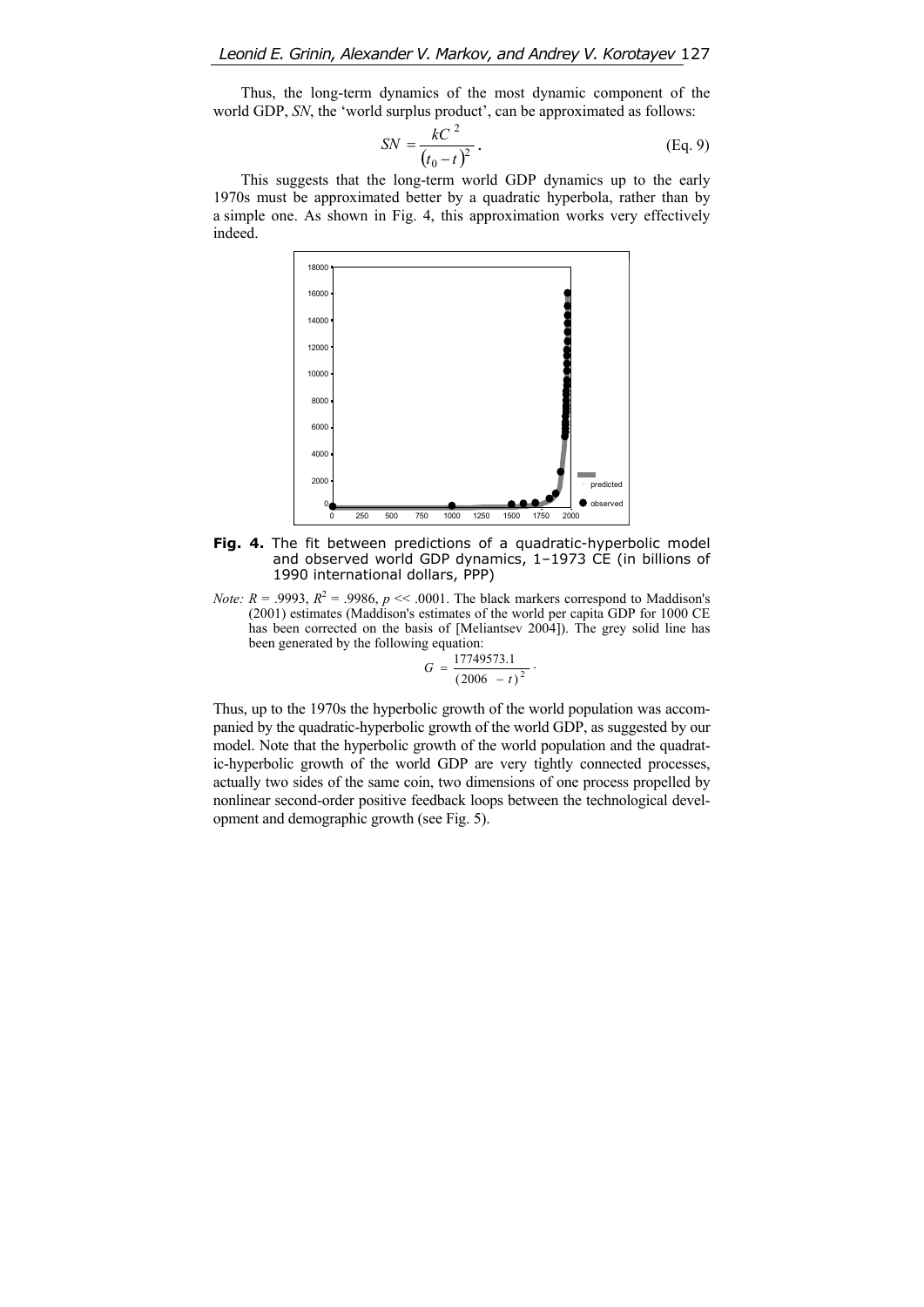Thus, the long-term dynamics of the most dynamic component of the world GDP, *SN*, the 'world surplus product', can be approximated as follows:

$$SN = \frac{kC^2}{(t_0 - t)^2}. \quad \text{(Eq. 9)}$$

This suggests that the long-term world GDP dynamics up to the early 1970s must be approximated better by a quadratic hyperbola, rather than by a simple one. As shown in Fig. 4, this approximation works very effectively indeed.

**Fig. 4.** The fit between predictions of a quadratic-hyperbolic model and observed world GDP dynamics, 1–1973 CE (in billions of 1990 international dollars, PPP)

*Note:* $R = .9993$, $R^2 = .9986$, $p << .0001$. The black markers correspond to Maddison's (2001) estimates (Maddison's estimates of the world per capita GDP for 1000 CE has been corrected on the basis of [Meliantsev 2004]). The grey solid line has been generated by the following equation:

$$G = \frac{17749573.1}{(2006 - t)^2}.$$

Thus, up to the 1970s the hyperbolic growth of the world population was accompanied by the quadratic-hyperbolic growth of the world GDP, as suggested by our model. Note that the hyperbolic growth of the world population and the quadratic-hyperbolic growth of the world GDP are very tightly connected processes, actually two sides of the same coin, two dimensions of one process propelled by nonlinear second-order positive feedback loops between the technological development and demographic growth (see Fig. 5).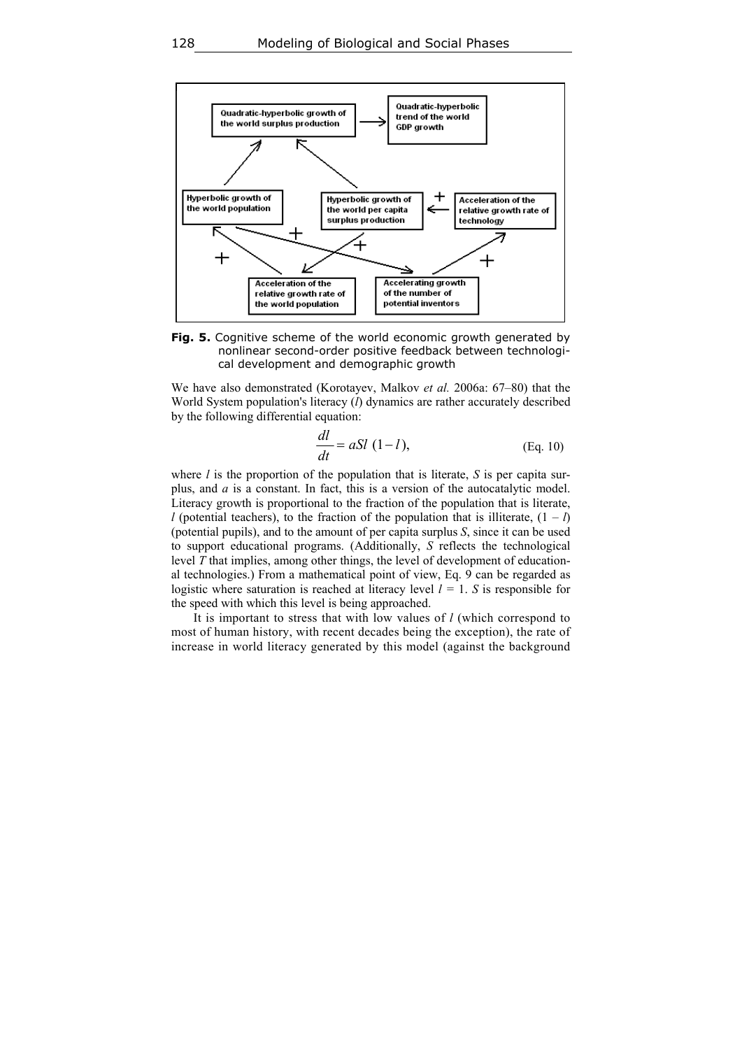**Fig. 5.** Cognitive scheme of the world economic growth generated by nonlinear second-order positive feedback between technological development and demographic growth

We have also demonstrated (Korotayev, Malkov *et al.* 2006a: 67–80) that the World System population's literacy ($l$) dynamics are rather accurately described by the following differential equation:

$$\frac{dl}{dt} = aSl\ (1 - l), \qquad \text{(Eq. 10)}$$

where $l$ is the proportion of the population that is literate, $S$ is per capita surplus, and $a$ is a constant. In fact, this is a version of the autocatalytic model. Literacy growth is proportional to the fraction of the population that is literate, $l$ (potential teachers), to the fraction of the population that is illiterate, $(1 - l)$ (potential pupils), and to the amount of per capita surplus $S$, since it can be used to support educational programs. (Additionally, $S$ reflects the technological level $T$ that implies, among other things, the level of development of educational technologies.) From a mathematical point of view, Eq. 9 can be regarded as logistic where saturation is reached at literacy level $l = 1$. $S$ is responsible for the speed with which this level is being approached.

It is important to stress that with low values of $l$ (which correspond to most of human history, with recent decades being the exception), the rate of increase in world literacy generated by this model (against the background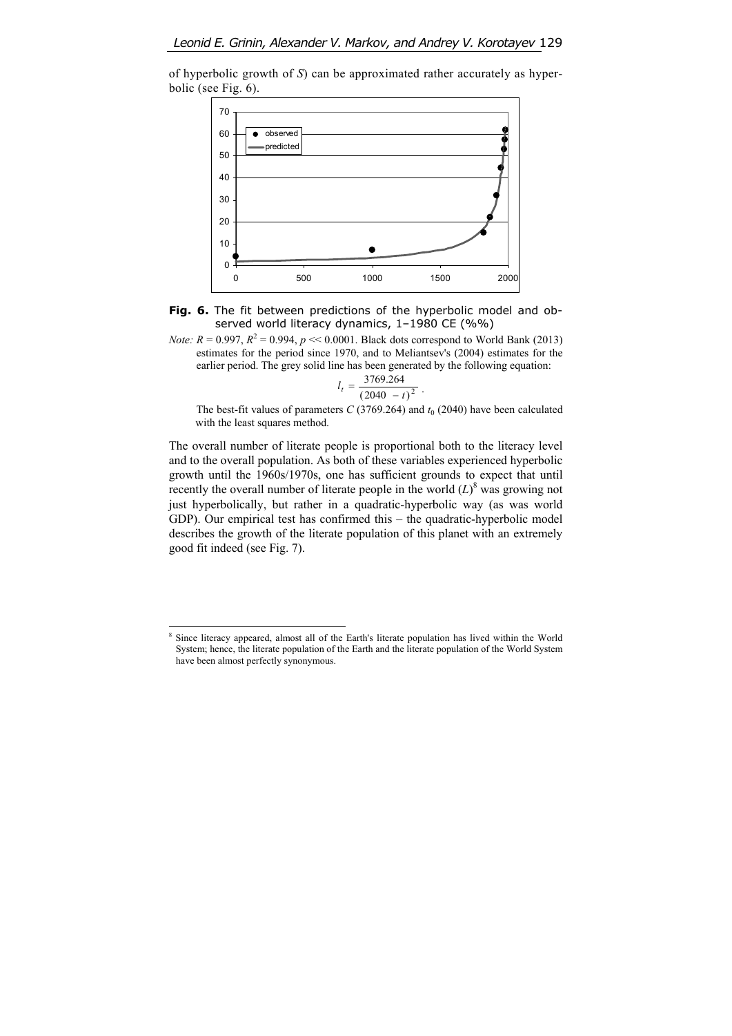of hyperbolic growth of *S*) can be approximated rather accurately as hyperbolic (see Fig. 6).

**Fig. 6.** The fit between predictions of the hyperbolic model and observed world literacy dynamics, 1–1980 CE (%%)

*Note:* $R = 0.997$, $R^2 = 0.994$, $p << 0.0001$. Black dots correspond to World Bank (2013) estimates for the period since 1970, and to Meliantsev's (2004) estimates for the earlier period. The grey solid line has been generated by the following equation:

$$l_t = \frac{3769.264}{(2040 - t)^2}.$$

The best-fit values of parameters $C$ (3769.264) and $t_0$ (2040) have been calculated with the least squares method.

The overall number of literate people is proportional both to the literacy level and to the overall population. As both of these variables experienced hyperbolic growth until the 1960s/1970s, one has sufficient grounds to expect that until recently the overall number of literate people in the world ($L$)[8] was growing not just hyperbolically, but rather in a quadratic-hyperbolic way (as was world GDP). Our empirical test has confirmed this – the quadratic-hyperbolic model describes the growth of the literate population of this planet with an extremely good fit indeed (see Fig. 7).

[8] Since literacy appeared, almost all of the Earth's literate population has lived within the World System; hence, the literate population of the Earth and the literate population of the World System have been almost perfectly synonymous.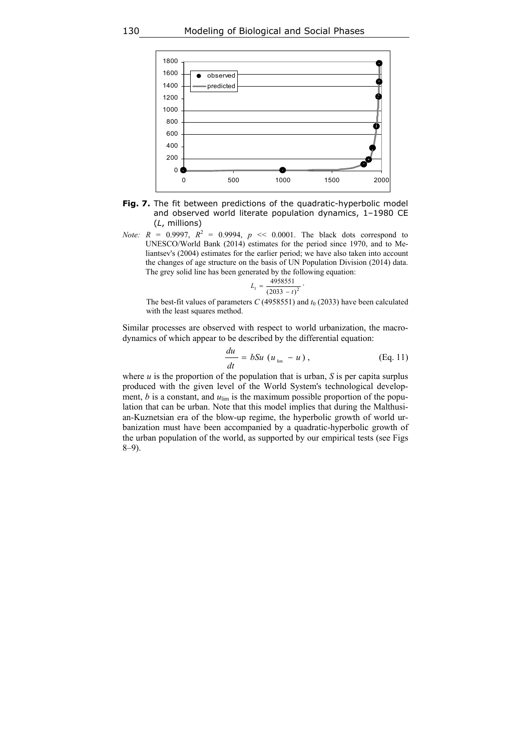**Fig. 7.** The fit between predictions of the quadratic-hyperbolic model and observed world literate population dynamics, 1–1980 CE ($L$, millions)

*Note:* $R = 0.9997$, $R^2 = 0.9994$, $p << 0.0001$. The black dots correspond to UNESCO/World Bank (2014) estimates for the period since 1970, and to Meliantsev's (2004) estimates for the earlier period; we have also taken into account the changes of age structure on the basis of UN Population Division (2014) data. The grey solid line has been generated by the following equation:

$$L_t = \frac{4958551}{(2033 - t)^2}.$$

The best-fit values of parameters $C$ (4958551) and $t_0$ (2033) have been calculated with the least squares method.

Similar processes are observed with respect to world urbanization, the macrodynamics of which appear to be described by the differential equation:

$$\frac{du}{dt} = bSu\ (u_{\lim} - u)\,, \qquad \text{(Eq. 11)}$$

where $u$ is the proportion of the population that is urban, $S$ is per capita surplus produced with the given level of the World System's technological development, $b$ is a constant, and $u_{\lim}$ is the maximum possible proportion of the population that can be urban. Note that this model implies that during the Malthusian-Kuznetsian era of the blow-up regime, the hyperbolic growth of world urbanization must have been accompanied by a quadratic-hyperbolic growth of the urban population of the world, as supported by our empirical tests (see Figs 8–9).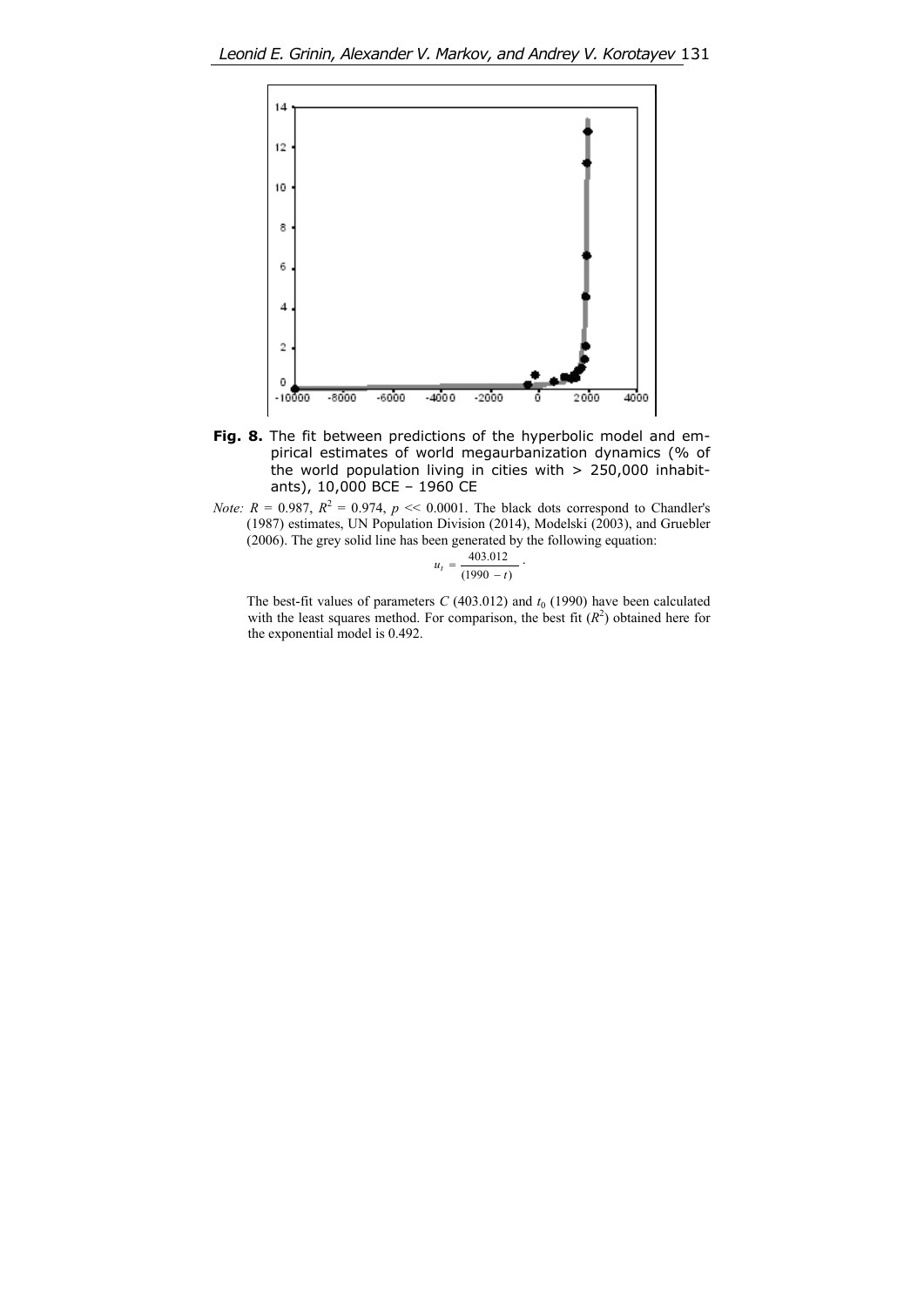**Fig. 8.** The fit between predictions of the hyperbolic model and empirical estimates of world megaurbanization dynamics (% of the world population living in cities with > 250,000 inhabitants), 10,000 BCE – 1960 CE

*Note:* $R = 0.987$, $R^2 = 0.974$, $p << 0.0001$. The black dots correspond to Chandler's (1987) estimates, UN Population Division (2014), Modelski (2003), and Gruebler (2006). The grey solid line has been generated by the following equation:

$$u_t = \frac{403.012}{(1990 - t)}.$$

The best-fit values of parameters $C$ (403.012) and $t_0$ (1990) have been calculated with the least squares method. For comparison, the best fit ($R^2$) obtained here for the exponential model is 0.492.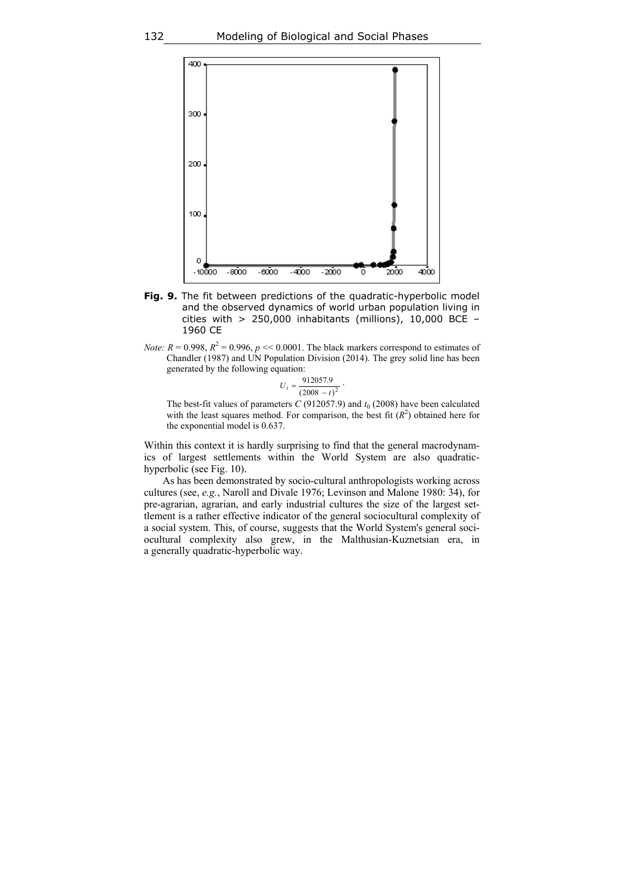**Fig. 9.** The fit between predictions of the quadratic-hyperbolic model and the observed dynamics of world urban population living in cities with > 250,000 inhabitants (millions), 10,000 BCE – 1960 CE

*Note:* $R = 0.998$, $R^2 = 0.996$, $p << 0.0001$. The black markers correspond to estimates of Chandler (1987) and UN Population Division (2014). The grey solid line has been generated by the following equation:

$$U_t = \frac{912057.9}{(2008 - t)^2}.$$

The best-fit values of parameters $C$ (912057.9) and $t_0$ (2008) have been calculated with the least squares method. For comparison, the best fit ($R^2$) obtained here for the exponential model is 0.637.

Within this context it is hardly surprising to find that the general macrodynamics of largest settlements within the World System are also quadratic-hyperbolic (see Fig. 10).

As has been demonstrated by socio-cultural anthropologists working across cultures (see, *e.g.*, Naroll and Divale 1976; Levinson and Malone 1980: 34), for pre-agrarian, agrarian, and early industrial cultures the size of the largest settlement is a rather effective indicator of the general sociocultural complexity of a social system. This, of course, suggests that the World System's general sociocultural complexity also grew, in the Malthusian-Kuznetsian era, in a generally quadratic-hyperbolic way.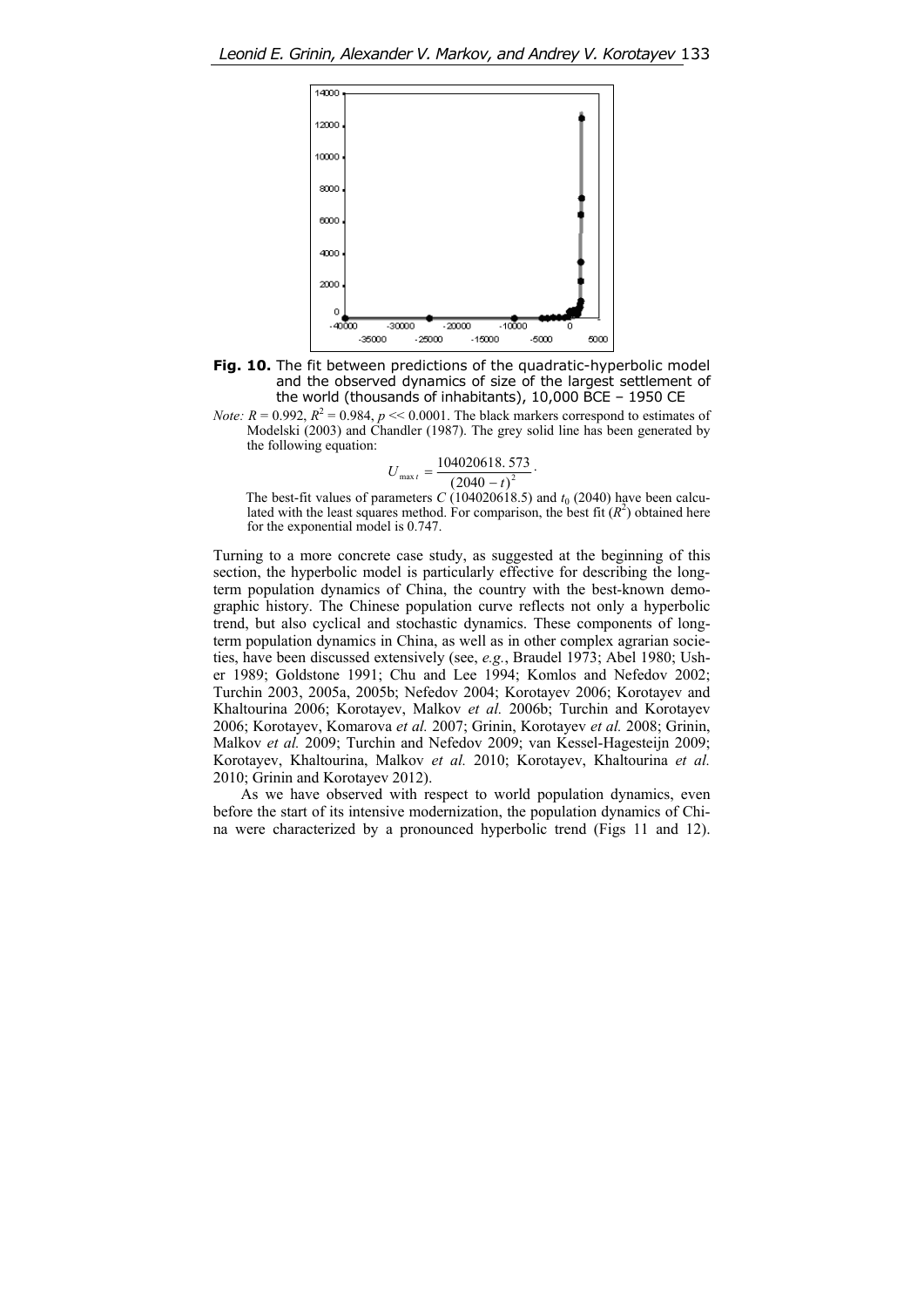**Fig. 10.** The fit between predictions of the quadratic-hyperbolic model and the observed dynamics of size of the largest settlement of the world (thousands of inhabitants), 10,000 BCE – 1950 CE

*Note:* $R = 0.992$, $R^2 = 0.984$, $p << 0.0001$. The black markers correspond to estimates of Modelski (2003) and Chandler (1987). The grey solid line has been generated by the following equation:

$$U_{\max t} = \frac{104020618.573}{(2040 - t)^2}.$$

The best-fit values of parameters $C$ (104020618.5) and $t_0$ (2040) have been calculated with the least squares method. For comparison, the best fit ($R^2$) obtained here for the exponential model is 0.747.

Turning to a more concrete case study, as suggested at the beginning of this section, the hyperbolic model is particularly effective for describing the long-term population dynamics of China, the country with the best-known demographic history. The Chinese population curve reflects not only a hyperbolic trend, but also cyclical and stochastic dynamics. These components of long-term population dynamics in China, as well as in other complex agrarian societies, have been discussed extensively (see, *e.g.*, Braudel 1973; Abel 1980; Usher 1989; Goldstone 1991; Chu and Lee 1994; Komlos and Nefedov 2002; Turchin 2003, 2005a, 2005b; Nefedov 2004; Korotayev 2006; Korotayev and Khaltourina 2006; Korotayev, Malkov *et al.* 2006b; Turchin and Korotayev 2006; Korotayev, Komarova *et al.* 2007; Grinin, Korotayev *et al.* 2008; Grinin, Malkov *et al.* 2009; Turchin and Nefedov 2009; van Kessel-Hagesteijn 2009; Korotayev, Khaltourina, Malkov *et al.* 2010; Korotayev, Khaltourina *et al.* 2010; Grinin and Korotayev 2012).

As we have observed with respect to world population dynamics, even before the start of its intensive modernization, the population dynamics of China were characterized by a pronounced hyperbolic trend (Figs 11 and 12).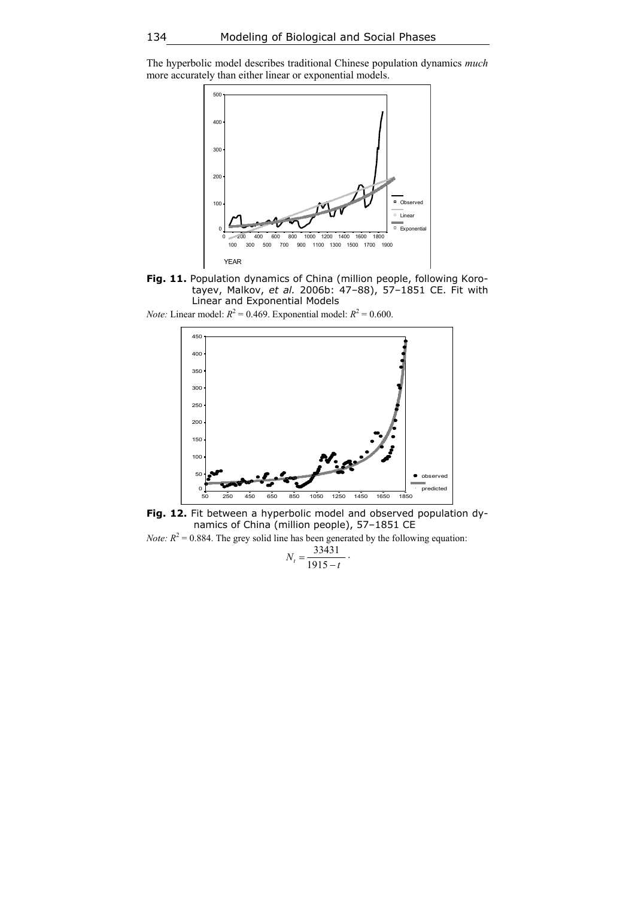The hyperbolic model describes traditional Chinese population dynamics *much* more accurately than either linear or exponential models.

**Fig. 11.** Population dynamics of China (million people, following Korotayev, Malkov, *et al.* 2006b: 47–88), 57–1851 CE. Fit with Linear and Exponential Models

*Note:* Linear model: $R^2 = 0.469$. Exponential model: $R^2 = 0.600$.

**Fig. 12.** Fit between a hyperbolic model and observed population dynamics of China (million people), 57–1851 CE

*Note:* $R^2 = 0.884$. The grey solid line has been generated by the following equation:

$$N_t = \frac{33431}{1915 - t} \cdot$$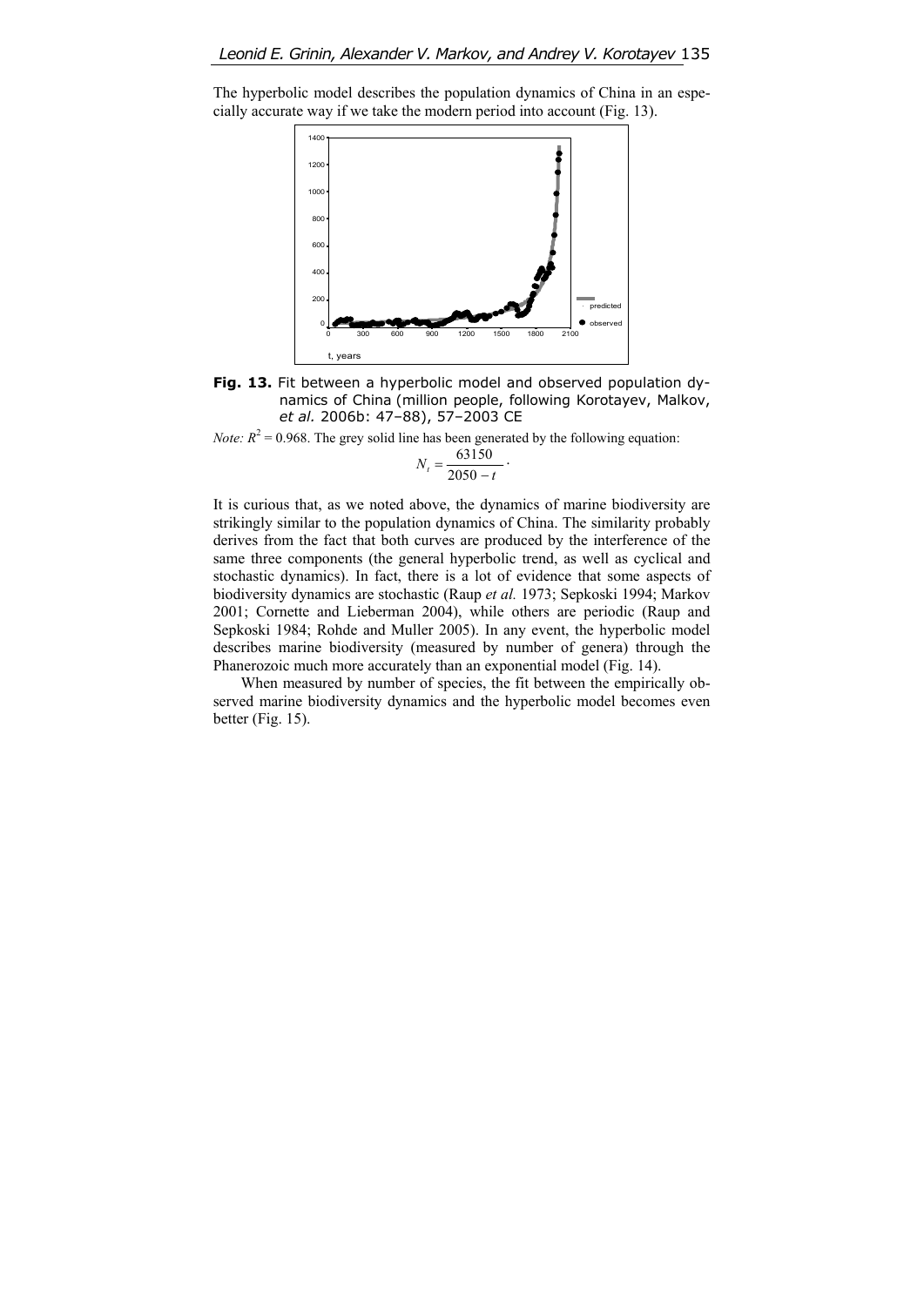The hyperbolic model describes the population dynamics of China in an especially accurate way if we take the modern period into account (Fig. 13).

**Fig. 13.** Fit between a hyperbolic model and observed population dynamics of China (million people, following Korotayev, Malkov, *et al.* 2006b: 47–88), 57–2003 CE

*Note:* $R^2 = 0.968$. The grey solid line has been generated by the following equation:

$$N_t = \frac{63150}{2050 - t}.$$

It is curious that, as we noted above, the dynamics of marine biodiversity are strikingly similar to the population dynamics of China. The similarity probably derives from the fact that both curves are produced by the interference of the same three components (the general hyperbolic trend, as well as cyclical and stochastic dynamics). In fact, there is a lot of evidence that some aspects of biodiversity dynamics are stochastic (Raup *et al.* 1973; Sepkoski 1994; Markov 2001; Cornette and Lieberman 2004), while others are periodic (Raup and Sepkoski 1984; Rohde and Muller 2005). In any event, the hyperbolic model describes marine biodiversity (measured by number of genera) through the Phanerozoic much more accurately than an exponential model (Fig. 14).

When measured by number of species, the fit between the empirically observed marine biodiversity dynamics and the hyperbolic model becomes even better (Fig. 15).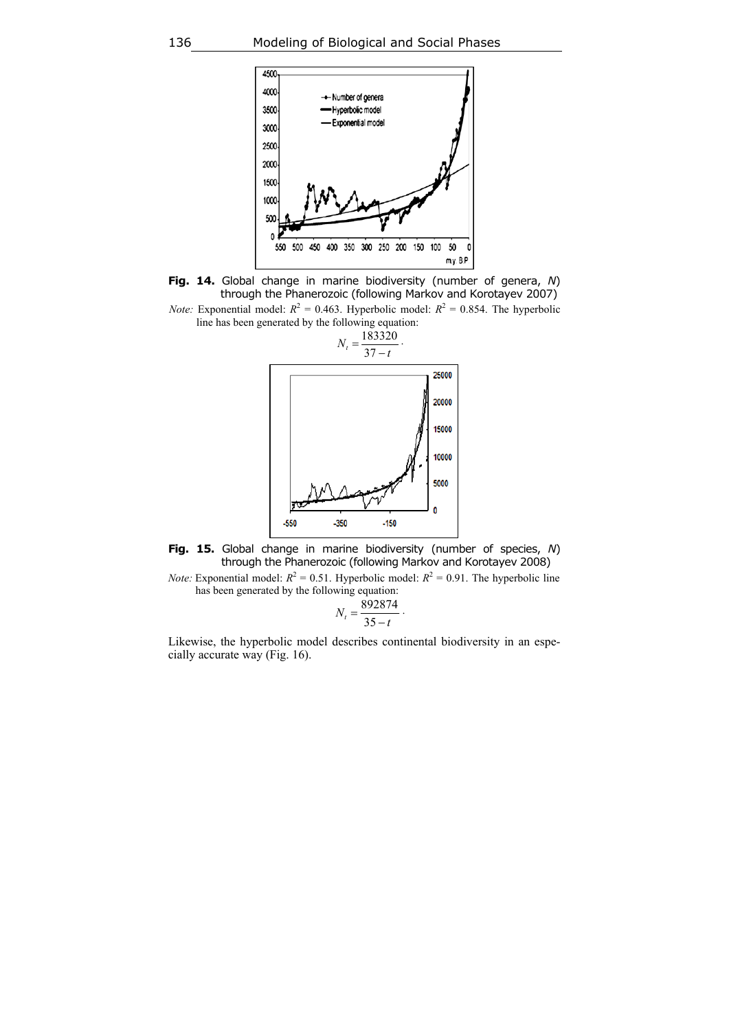**Fig. 14.** Global change in marine biodiversity (number of genera, *N*) through the Phanerozoic (following Markov and Korotayev 2007)

*Note:* Exponential model: $R^2 = 0.463$. Hyperbolic model: $R^2 = 0.854$. The hyperbolic line has been generated by the following equation:

$$N_t = \frac{183320}{37 - t}.$$

**Fig. 15.** Global change in marine biodiversity (number of species, *N*) through the Phanerozoic (following Markov and Korotayev 2008)

*Note:* Exponential model: $R^2 = 0.51$. Hyperbolic model: $R^2 = 0.91$. The hyperbolic line has been generated by the following equation:

$$N_t = \frac{892874}{35 - t}.$$

Likewise, the hyperbolic model describes continental biodiversity in an especially accurate way (Fig. 16).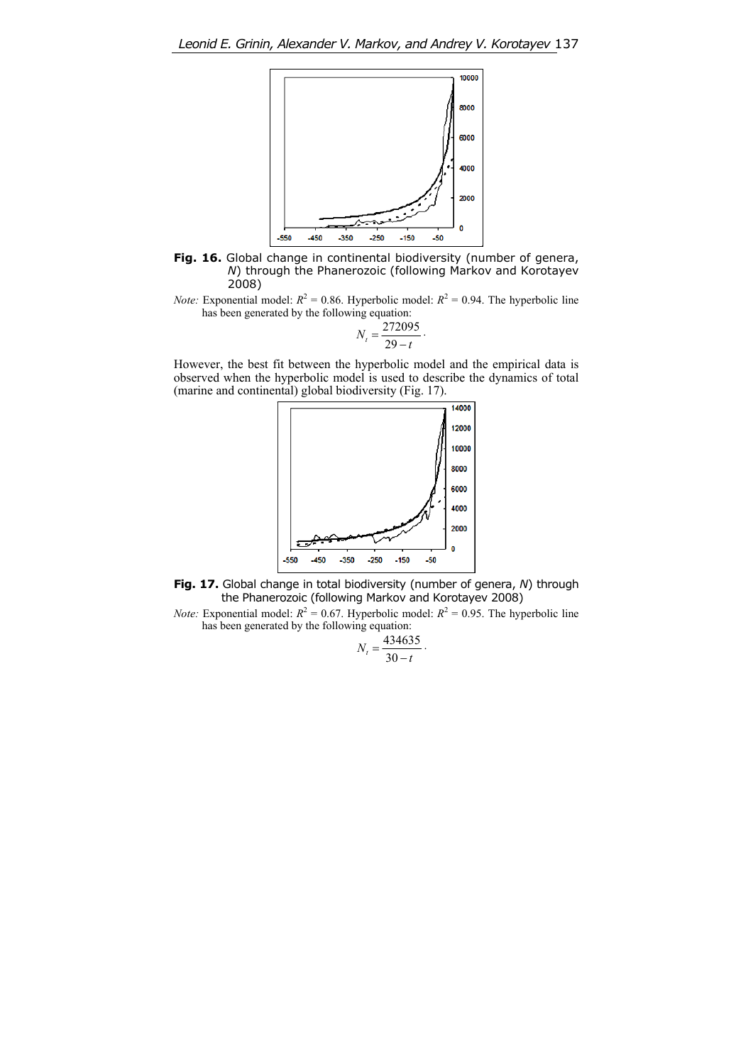**Fig. 16.** Global change in continental biodiversity (number of genera, *N*) through the Phanerozoic (following Markov and Korotayev 2008)

*Note:* Exponential model: $R^2 = 0.86$. Hyperbolic model: $R^2 = 0.94$. The hyperbolic line has been generated by the following equation:

$$N_t = \frac{272095}{29 - t}.$$

However, the best fit between the hyperbolic model and the empirical data is observed when the hyperbolic model is used to describe the dynamics of total (marine and continental) global biodiversity (Fig. 17).

**Fig. 17.** Global change in total biodiversity (number of genera, *N*) through the Phanerozoic (following Markov and Korotayev 2008)

*Note:* Exponential model: $R^2 = 0.67$. Hyperbolic model: $R^2 = 0.95$. The hyperbolic line has been generated by the following equation:

$$N_t = \frac{434635}{30 - t}.$$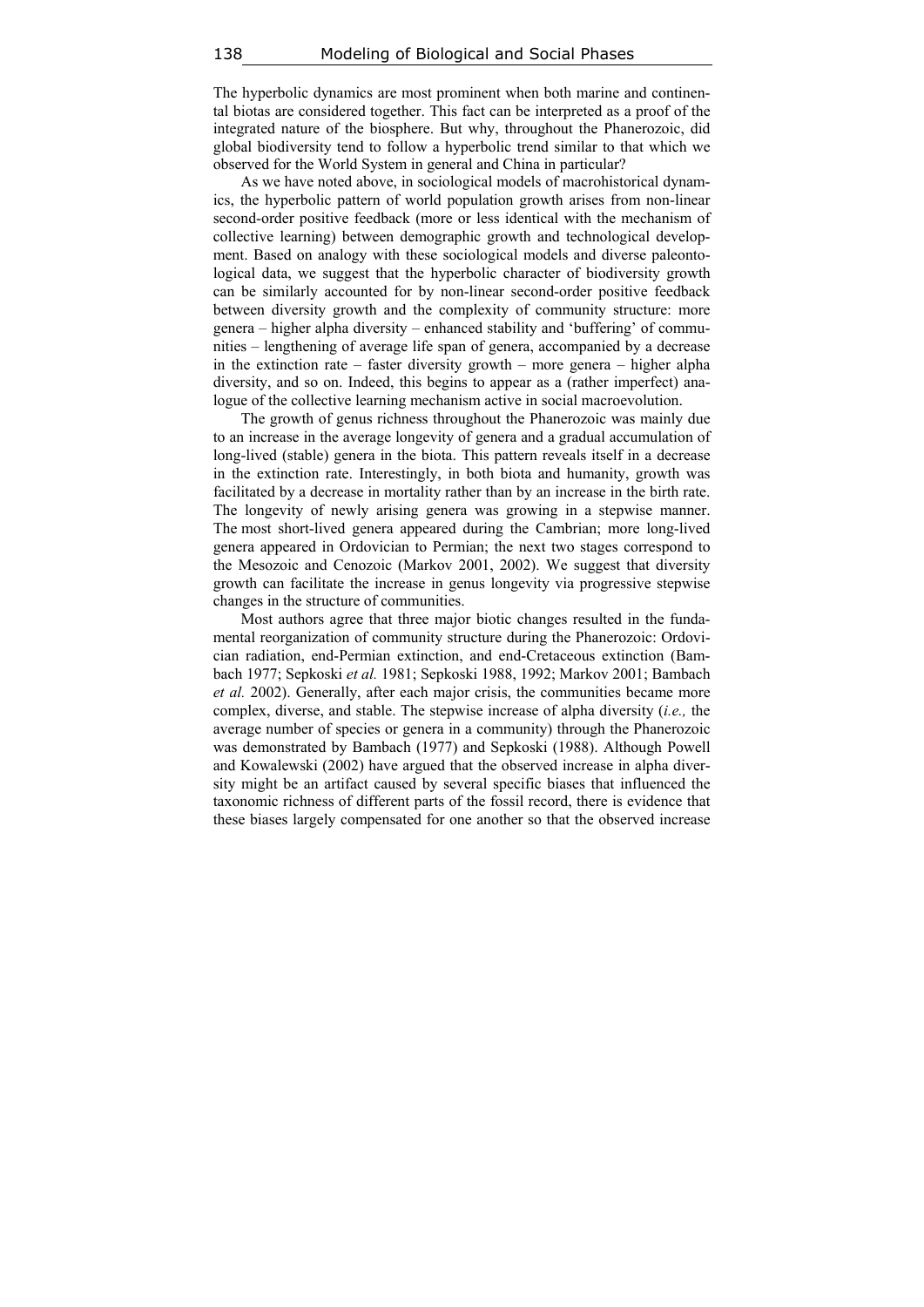The hyperbolic dynamics are most prominent when both marine and continental biotas are considered together. This fact can be interpreted as a proof of the integrated nature of the biosphere. But why, throughout the Phanerozoic, did global biodiversity tend to follow a hyperbolic trend similar to that which we observed for the World System in general and China in particular?

As we have noted above, in sociological models of macrohistorical dynamics, the hyperbolic pattern of world population growth arises from non-linear second-order positive feedback (more or less identical with the mechanism of collective learning) between demographic growth and technological development. Based on analogy with these sociological models and diverse paleontological data, we suggest that the hyperbolic character of biodiversity growth can be similarly accounted for by non-linear second-order positive feedback between diversity growth and the complexity of community structure: more genera – higher alpha diversity – enhanced stability and 'buffering' of communities – lengthening of average life span of genera, accompanied by a decrease in the extinction rate – faster diversity growth – more genera – higher alpha diversity, and so on. Indeed, this begins to appear as a (rather imperfect) analogue of the collective learning mechanism active in social macroevolution.

The growth of genus richness throughout the Phanerozoic was mainly due to an increase in the average longevity of genera and a gradual accumulation of long-lived (stable) genera in the biota. This pattern reveals itself in a decrease in the extinction rate. Interestingly, in both biota and humanity, growth was facilitated by a decrease in mortality rather than by an increase in the birth rate. The longevity of newly arising genera was growing in a stepwise manner. The most short-lived genera appeared during the Cambrian; more long-lived genera appeared in Ordovician to Permian; the next two stages correspond to the Mesozoic and Cenozoic (Markov 2001, 2002). We suggest that diversity growth can facilitate the increase in genus longevity via progressive stepwise changes in the structure of communities.

Most authors agree that three major biotic changes resulted in the fundamental reorganization of community structure during the Phanerozoic: Ordovician radiation, end-Permian extinction, and end-Cretaceous extinction (Bambach 1977; Sepkoski *et al.* 1981; Sepkoski 1988, 1992; Markov 2001; Bambach *et al.* 2002). Generally, after each major crisis, the communities became more complex, diverse, and stable. The stepwise increase of alpha diversity (*i.e.,* the average number of species or genera in a community) through the Phanerozoic was demonstrated by Bambach (1977) and Sepkoski (1988). Although Powell and Kowalewski (2002) have argued that the observed increase in alpha diversity might be an artifact caused by several specific biases that influenced the taxonomic richness of different parts of the fossil record, there is evidence that these biases largely compensated for one another so that the observed increase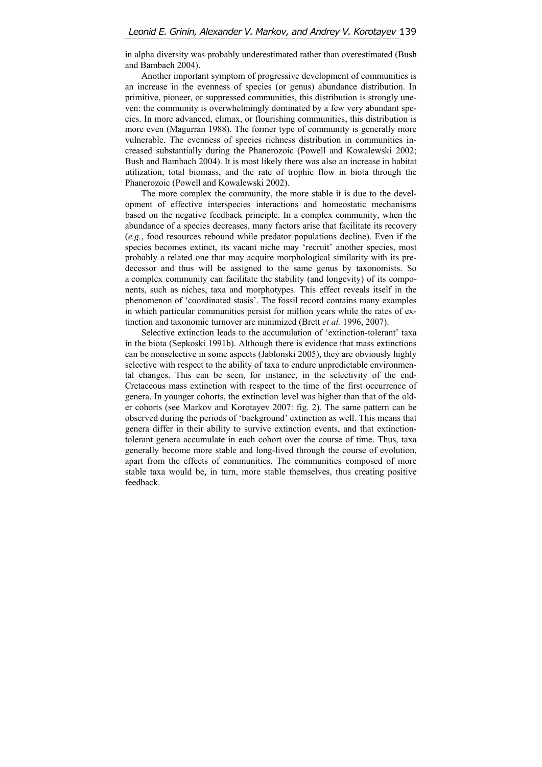in alpha diversity was probably underestimated rather than overestimated (Bush and Bambach 2004).

Another important symptom of progressive development of communities is an increase in the evenness of species (or genus) abundance distribution. In primitive, pioneer, or suppressed communities, this distribution is strongly uneven: the community is overwhelmingly dominated by a few very abundant species. In more advanced, climax, or flourishing communities, this distribution is more even (Magurran 1988). The former type of community is generally more vulnerable. The evenness of species richness distribution in communities increased substantially during the Phanerozoic (Powell and Kowalewski 2002; Bush and Bambach 2004). It is most likely there was also an increase in habitat utilization, total biomass, and the rate of trophic flow in biota through the Phanerozoic (Powell and Kowalewski 2002).

The more complex the community, the more stable it is due to the development of effective interspecies interactions and homeostatic mechanisms based on the negative feedback principle. In a complex community, when the abundance of a species decreases, many factors arise that facilitate its recovery (*e.g.*, food resources rebound while predator populations decline). Even if the species becomes extinct, its vacant niche may 'recruit' another species, most probably a related one that may acquire morphological similarity with its predecessor and thus will be assigned to the same genus by taxonomists. So a complex community can facilitate the stability (and longevity) of its components, such as niches, taxa and morphotypes. This effect reveals itself in the phenomenon of 'coordinated stasis'. The fossil record contains many examples in which particular communities persist for million years while the rates of extinction and taxonomic turnover are minimized (Brett *et al.* 1996, 2007).

Selective extinction leads to the accumulation of 'extinction-tolerant' taxa in the biota (Sepkoski 1991b). Although there is evidence that mass extinctions can be nonselective in some aspects (Jablonski 2005), they are obviously highly selective with respect to the ability of taxa to endure unpredictable environmental changes. This can be seen, for instance, in the selectivity of the end-Cretaceous mass extinction with respect to the time of the first occurrence of genera. In younger cohorts, the extinction level was higher than that of the older cohorts (see Markov and Korotayev 2007: fig. 2). The same pattern can be observed during the periods of 'background' extinction as well. This means that genera differ in their ability to survive extinction events, and that extinction-tolerant genera accumulate in each cohort over the course of time. Thus, taxa generally become more stable and long-lived through the course of evolution, apart from the effects of communities. The communities composed of more stable taxa would be, in turn, more stable themselves, thus creating positive feedback.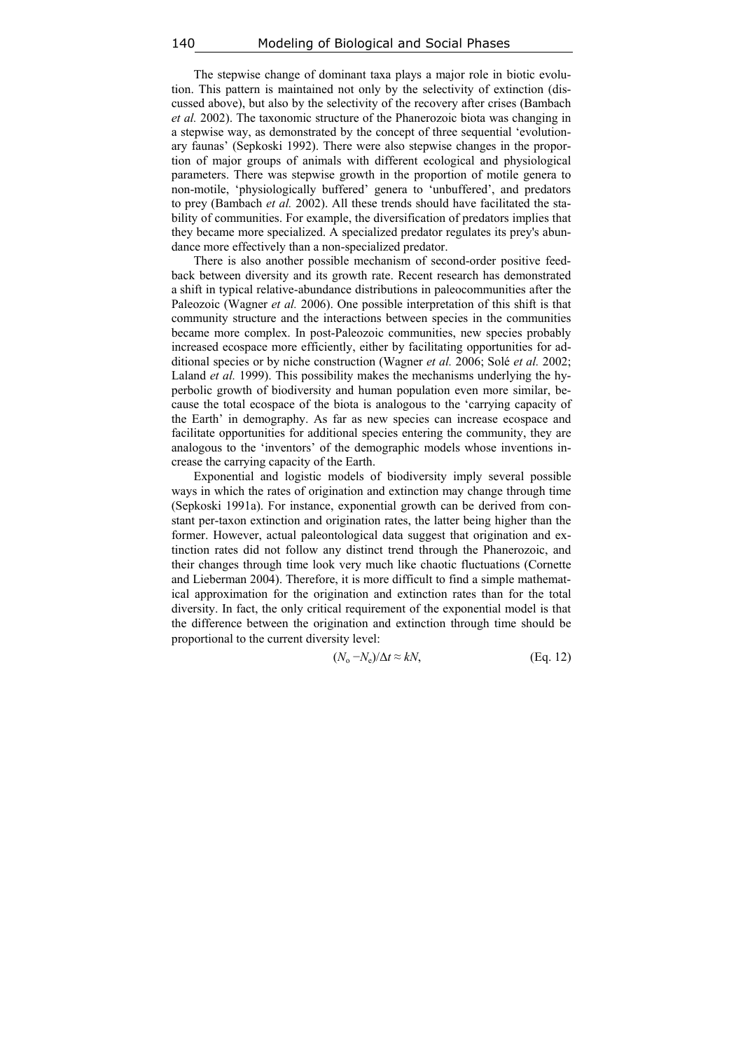The stepwise change of dominant taxa plays a major role in biotic evolution. This pattern is maintained not only by the selectivity of extinction (discussed above), but also by the selectivity of the recovery after crises (Bambach *et al.* 2002). The taxonomic structure of the Phanerozoic biota was changing in a stepwise way, as demonstrated by the concept of three sequential 'evolutionary faunas' (Sepkoski 1992). There were also stepwise changes in the proportion of major groups of animals with different ecological and physiological parameters. There was stepwise growth in the proportion of motile genera to non-motile, 'physiologically buffered' genera to 'unbuffered', and predators to prey (Bambach *et al.* 2002). All these trends should have facilitated the stability of communities. For example, the diversification of predators implies that they became more specialized. A specialized predator regulates its prey's abundance more effectively than a non-specialized predator.

There is also another possible mechanism of second-order positive feedback between diversity and its growth rate. Recent research has demonstrated a shift in typical relative-abundance distributions in paleocommunities after the Paleozoic (Wagner *et al.* 2006). One possible interpretation of this shift is that community structure and the interactions between species in the communities became more complex. In post-Paleozoic communities, new species probably increased ecospace more efficiently, either by facilitating opportunities for additional species or by niche construction (Wagner *et al.* 2006; Solé *et al.* 2002; Laland *et al.* 1999). This possibility makes the mechanisms underlying the hyperbolic growth of biodiversity and human population even more similar, because the total ecospace of the biota is analogous to the 'carrying capacity of the Earth' in demography. As far as new species can increase ecospace and facilitate opportunities for additional species entering the community, they are analogous to the 'inventors' of the demographic models whose inventions increase the carrying capacity of the Earth.

Exponential and logistic models of biodiversity imply several possible ways in which the rates of origination and extinction may change through time (Sepkoski 1991a). For instance, exponential growth can be derived from constant per-taxon extinction and origination rates, the latter being higher than the former. However, actual paleontological data suggest that origination and extinction rates did not follow any distinct trend through the Phanerozoic, and their changes through time look very much like chaotic fluctuations (Cornette and Lieberman 2004). Therefore, it is more difficult to find a simple mathematical approximation for the origination and extinction rates than for the total diversity. In fact, the only critical requirement of the exponential model is that the difference between the origination and extinction through time should be proportional to the current diversity level:

$$(N_o - N_e)/\Delta t \approx kN, \qquad \text{(Eq. 12)}$$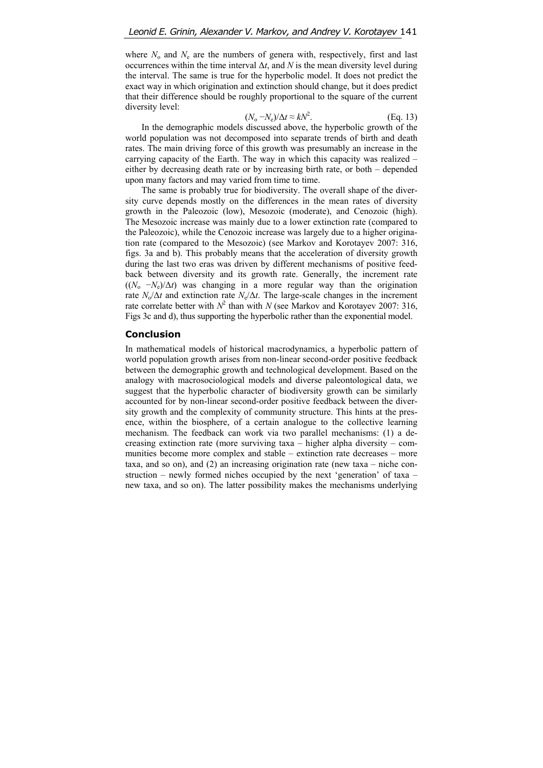where $N_o$ and $N_e$ are the numbers of genera with, respectively, first and last occurrences within the time interval $\Delta t$, and $N$ is the mean diversity level during the interval. The same is true for the hyperbolic model. It does not predict the exact way in which origination and extinction should change, but it does predict that their difference should be roughly proportional to the square of the current diversity level:

$$(N_o - N_e)/\Delta t \approx kN^2. \qquad \text{(Eq. 13)}$$

In the demographic models discussed above, the hyperbolic growth of the world population was not decomposed into separate trends of birth and death rates. The main driving force of this growth was presumably an increase in the carrying capacity of the Earth. The way in which this capacity was realized – either by decreasing death rate or by increasing birth rate, or both – depended upon many factors and may varied from time to time.

The same is probably true for biodiversity. The overall shape of the diversity curve depends mostly on the differences in the mean rates of diversity growth in the Paleozoic (low), Mesozoic (moderate), and Cenozoic (high). The Mesozoic increase was mainly due to a lower extinction rate (compared to the Paleozoic), while the Cenozoic increase was largely due to a higher origination rate (compared to the Mesozoic) (see Markov and Korotayev 2007: 316, figs. 3a and b). This probably means that the acceleration of diversity growth during the last two eras was driven by different mechanisms of positive feedback between diversity and its growth rate. Generally, the increment rate ($(N_o - N_e)/\Delta t$) was changing in a more regular way than the origination rate $N_o/\Delta t$ and extinction rate $N_e/\Delta t$. The large-scale changes in the increment rate correlate better with $N^2$ than with $N$ (see Markov and Korotayev 2007: 316, Figs 3c and d), thus supporting the hyperbolic rather than the exponential model.

## Conclusion

In mathematical models of historical macrodynamics, a hyperbolic pattern of world population growth arises from non-linear second-order positive feedback between the demographic growth and technological development. Based on the analogy with macrosociological models and diverse paleontological data, we suggest that the hyperbolic character of biodiversity growth can be similarly accounted for by non-linear second-order positive feedback between the diversity growth and the complexity of community structure. This hints at the presence, within the biosphere, of a certain analogue to the collective learning mechanism. The feedback can work via two parallel mechanisms: (1) a decreasing extinction rate (more surviving taxa – higher alpha diversity – communities become more complex and stable – extinction rate decreases – more taxa, and so on), and (2) an increasing origination rate (new taxa – niche construction – newly formed niches occupied by the next 'generation' of taxa – new taxa, and so on). The latter possibility makes the mechanisms underlying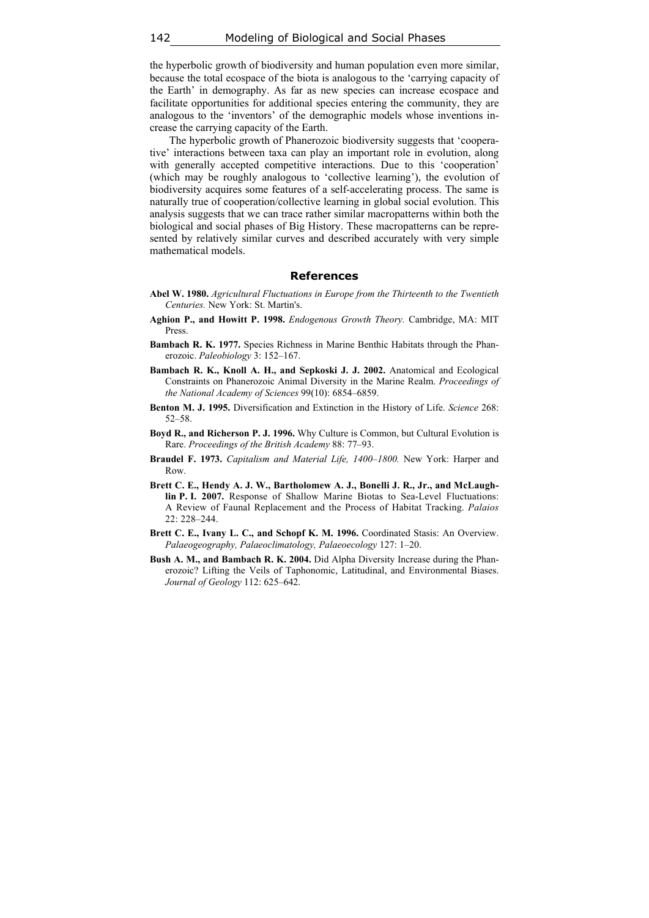the hyperbolic growth of biodiversity and human population even more similar, because the total ecospace of the biota is analogous to the 'carrying capacity of the Earth' in demography. As far as new species can increase ecospace and facilitate opportunities for additional species entering the community, they are analogous to the 'inventors' of the demographic models whose inventions increase the carrying capacity of the Earth.

The hyperbolic growth of Phanerozoic biodiversity suggests that 'cooperative' interactions between taxa can play an important role in evolution, along with generally accepted competitive interactions. Due to this 'cooperation' (which may be roughly analogous to 'collective learning'), the evolution of biodiversity acquires some features of a self-accelerating process. The same is naturally true of cooperation/collective learning in global social evolution. This analysis suggests that we can trace rather similar macropatterns within both the biological and social phases of Big History. These macropatterns can be represented by relatively similar curves and described accurately with very simple mathematical models.

## References

**Abel W. 1980.** *Agricultural Fluctuations in Europe from the Thirteenth to the Twentieth Centuries.* New York: St. Martin's.

**Aghion P., and Howitt P. 1998.** *Endogenous Growth Theory.* Cambridge, MA: MIT Press.

**Bambach R. K. 1977.** Species Richness in Marine Benthic Habitats through the Phanerozoic. *Paleobiology* 3: 152–167.

**Bambach R. K., Knoll A. H., and Sepkoski J. J. 2002.** Anatomical and Ecological Constraints on Phanerozoic Animal Diversity in the Marine Realm. *Proceedings of the National Academy of Sciences* 99(10): 6854–6859.

**Benton M. J. 1995.** Diversification and Extinction in the History of Life. *Science* 268: 52–58.

**Boyd R., and Richerson P. J. 1996.** Why Culture is Common, but Cultural Evolution is Rare. *Proceedings of the British Academy* 88: 77–93.

**Braudel F. 1973.** *Capitalism and Material Life, 1400–1800.* New York: Harper and Row.

**Brett C. E., Hendy A. J. W., Bartholomew A. J., Bonelli J. R., Jr., and McLaughlin P. I. 2007.** Response of Shallow Marine Biotas to Sea-Level Fluctuations: A Review of Faunal Replacement and the Process of Habitat Tracking. *Palaios* 22: 228–244.

**Brett C. E., Ivany L. C., and Schopf K. M. 1996.** Coordinated Stasis: An Overview. *Palaeogeography, Palaeoclimatology, Palaeoecology* 127: 1–20.

**Bush A. M., and Bambach R. K. 2004.** Did Alpha Diversity Increase during the Phanerozoic? Lifting the Veils of Taphonomic, Latitudinal, and Environmental Biases. *Journal of Geology* 112: 625–642.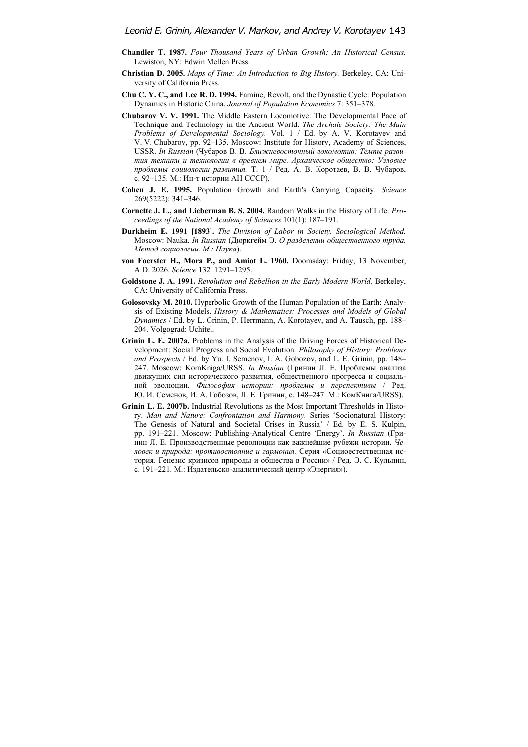**Chandler T. 1987.** *Four Thousand Years of Urban Growth: An Historical Census.* Lewiston, NY: Edwin Mellen Press.

**Christian D. 2005.** *Maps of Time: An Introduction to Big History.* Berkeley, CA: University of California Press.

**Chu C. Y. C., and Lee R. D. 1994.** Famine, Revolt, and the Dynastic Cycle: Population Dynamics in Historic China. *Journal of Population Economics* 7: 351–378.

**Chubarov V. V. 1991.** The Middle Eastern Locomotive: The Developmental Pace of Technique and Technology in the Ancient World. *The Archaic Society: The Main Problems of Developmental Sociology.* Vol. 1 / Ed. by A. V. Korotayev and V. V. Chubarov, pp. 92–135. Moscow: Institute for History, Academy of Sciences, USSR. *In Russian* (Чубаров В. В. *Ближневосточный локомотив: Темпы развития техники и технологии в древнем мире. Архаическое общество: Узловые проблемы социологии развития.* Т. 1 / Ред. А. В. Коротаев, В. В. Чубаров, с. 92–135. М.: Ин-т истории АН СССР).

**Cohen J. E. 1995.** Population Growth and Earth's Carrying Capacity. *Science* 269(5222): 341–346.

**Cornette J. L., and Lieberman B. S. 2004.** Random Walks in the History of Life. *Proceedings of the National Academy of Sciences* 101(1): 187–191.

**Durkheim E. 1991 [1893].** *The Division of Labor in Society. Sociological Method.* Moscow: Nauka. *In Russian* (Дюркгейм Э. *О разделении общественного труда. Метод социологии. М.: Наука*).

**von Foerster H., Mora P., and Amiot L. 1960.** Doomsday: Friday, 13 November, A.D. 2026. *Science* 132: 1291–1295.

**Goldstone J. A. 1991.** *Revolution and Rebellion in the Early Modern World.* Berkeley, CA: University of California Press.

**Golosovsky M. 2010.** Hyperbolic Growth of the Human Population of the Earth: Analysis of Existing Models. *History & Mathematics: Processes and Models of Global Dynamics* / Ed. by L. Grinin, P. Herrmann, A. Korotayev, and A. Tausch, pp. 188–204. Volgograd: Uchitel.

**Grinin L. E. 2007a.** Problems in the Analysis of the Driving Forces of Historical Development: Social Progress and Social Evolution. *Philosophy of History: Problems and Prospects* / Ed. by Yu. I. Semenov, I. A. Gobozov, and L. E. Grinin, pp. 148–247. Moscow: KomKniga/URSS. *In Russian* (Гринин Л. Е. Проблемы анализа движущих сил исторического развития, общественного прогресса и социальной эволюции. *Философия истории: проблемы и перспективы* / Ред. Ю. И. Семенов, И. А. Гобозов, Л. Е. Гринин, с. 148–247. М.: КомКнига/URSS).

**Grinin L. E. 2007b.** Industrial Revolutions as the Most Important Thresholds in History. *Man and Nature: Confrontation and Harmony.* Series 'Socionatural History: The Genesis of Natural and Societal Crises in Russia' / Ed. by E. S. Kulpin, pp. 191–221. Moscow: Publishing-Analytical Centre 'Energy'. *In Russian* (Гринин Л. Е. Производственные революции как важнейшие рубежи истории. *Человек и природа: противостояние и гармония.* Серия «Социоестественная история. Генезис кризисов природы и общества в России» / Ред. Э. С. Кульпин, с. 191–221. М.: Издательско-аналитический центр «Энергия»).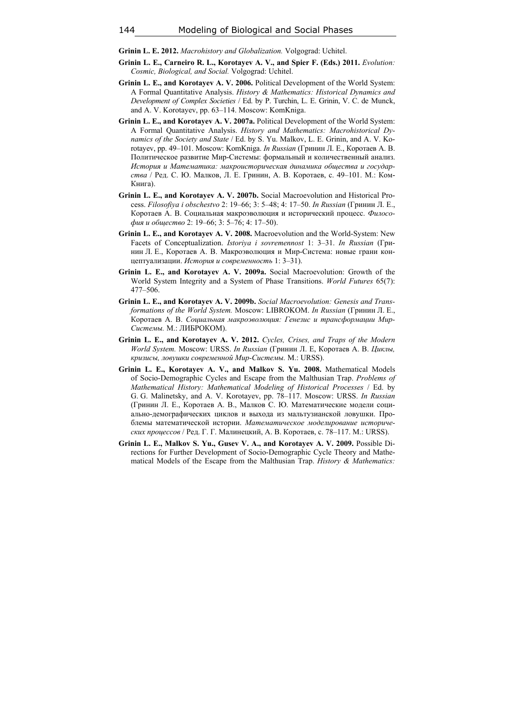**Grinin L. E. 2012.** *Macrohistory and Globalization.* Volgograd: Uchitel.

**Grinin L. E., Carneiro R. L., Korotayev A. V., and Spier F. (Eds.) 2011.** *Evolution: Cosmic, Biological, and Social.* Volgograd: Uchitel.

**Grinin L. E., and Korotayev A. V. 2006.** Political Development of the World System: A Formal Quantitative Analysis. *History & Mathematics: Historical Dynamics and Development of Complex Societies* / Ed. by P. Turchin, L. E. Grinin, V. C. de Munck, and A. V. Korotayev, pp. 63–114. Moscow: KomKniga.

**Grinin L. E., and Korotayev A. V. 2007a.** Political Development of the World System: A Formal Quantitative Analysis. *History and Mathematics: Macrohistorical Dynamics of the Society and State* / Ed. by S. Yu. Malkov, L. E. Grinin, and A. V. Korotayev, pp. 49–101. Moscow: KomKniga. *In Russian* (Гринин Л. Е., Коротаев А. В. Политическое развитие Мир-Системы: формальный и количественный анализ. *История и Математика: макроисторическая динамика общества и государства* / Ред. С. Ю. Малков, Л. Е. Гринин, А. В. Коротаев, с. 49–101. М.: КомКнига).

**Grinin L. E., and Korotayev A. V. 2007b.** Social Macroevolution and Historical Process. *Filosofiya i obschestvo* 2: 19–66; 3: 5–48; 4: 17–50. *In Russian* (Гринин Л. Е., Коротаев А. В. Социальная макроэволюция и исторический процесс. *Философия и общество* 2: 19–66; 3: 5–76; 4: 17–50).

**Grinin L. E., and Korotayev A. V. 2008.** Macroevolution and the World-System: New Facets of Conceptualization. *Istoriya i sovremennost* 1: 3–31. *In Russian* (Гринин Л. Е., Коротаев А. В. Макроэволюция и Мир-Система: новые грани концептуализации. *История и современность* 1: 3–31).

**Grinin L. E., and Korotayev A. V. 2009a.** Social Macroevolution: Growth of the World System Integrity and a System of Phase Transitions. *World Futures* 65(7): 477–506.

**Grinin L. E., and Korotayev A. V. 2009b.** *Social Macroevolution: Genesis and Transformations of the World System.* Moscow: LIBROKOM. *In Russian* (Гринин Л. Е., Коротаев А. В. *Социальная макроэволюция: Генезис и трансформации Мир-Системы.* М.: ЛИБРОКОМ).

**Grinin L. E., and Korotayev A. V. 2012.** *Cycles, Crises, and Traps of the Modern World System.* Moscow: URSS. *In Russian* (Гринин Л. Е, Коротаев А. В. *Циклы, кризисы, ловушки современной Мир-Системы.* М.: URSS).

**Grinin L. E., Korotayev A. V., and Malkov S. Yu. 2008.** Mathematical Models of Socio-Demographic Cycles and Escape from the Malthusian Trap. *Problems of Mathematical History: Mathematical Modeling of Historical Processes* / Ed. by G. G. Malinetsky, and A. V. Korotayev, pp. 78–117. Moscow: URSS. *In Russian* (Гринин Л. Е., Коротаев А. В., Малков С. Ю. Математические модели социально-демографических циклов и выхода из мальтузианской ловушки. Проблемы математической истории. *Математическое моделирование исторических процессов* / Ред. Г. Г. Малинецкий, А. В. Коротаев, с. 78–117. М.: URSS).

**Grinin L. E., Malkov S. Yu., Gusev V. A., and Korotayev A. V. 2009.** Possible Directions for Further Development of Socio-Demographic Cycle Theory and Mathematical Models of the Escape from the Malthusian Trap. *History & Mathematics:*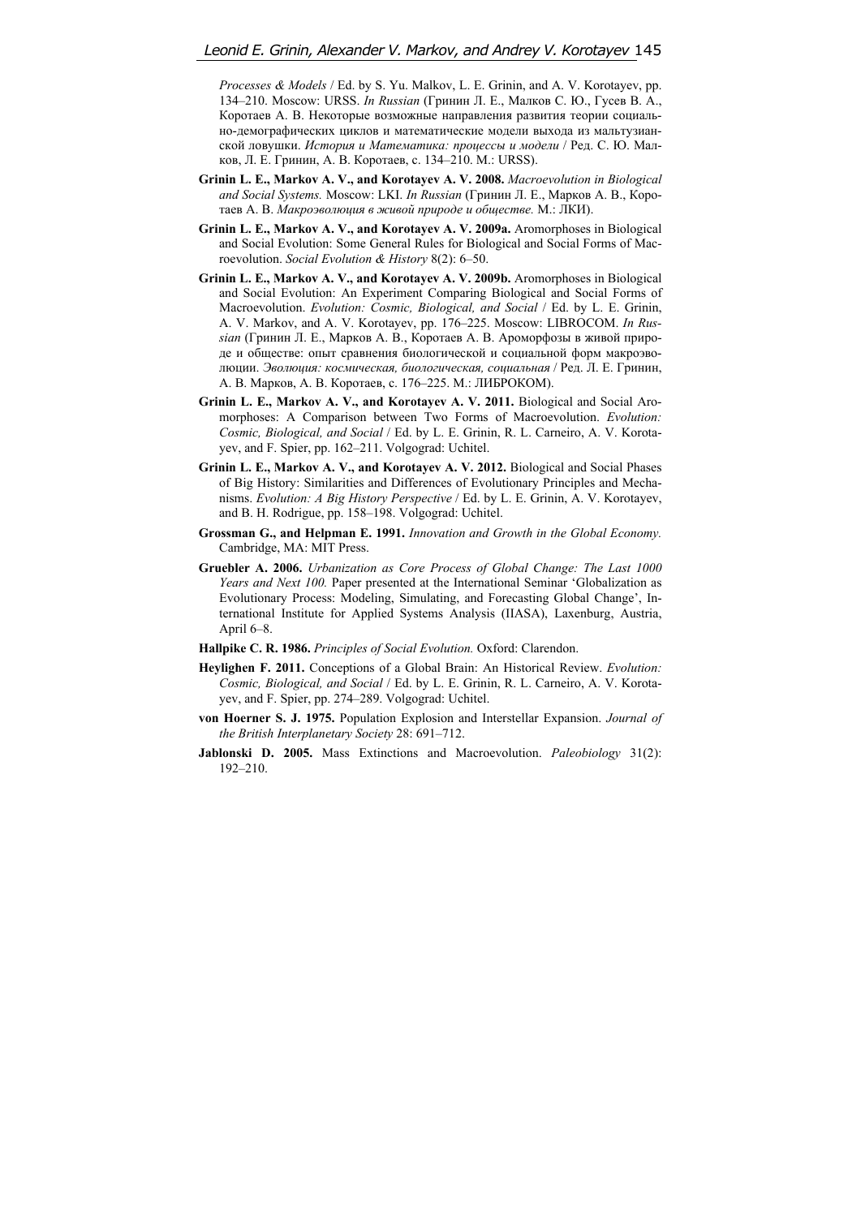*Processes & Models* / Ed. by S. Yu. Malkov, L. E. Grinin, and A. V. Korotayev, pp. 134–210. Moscow: URSS. *In Russian* (Гринин Л. Е., Малков С. Ю., Гусев В. А., Коротаев А. В. Некоторые возможные направления развития теории социально-демографических циклов и математические модели выхода из мальтузианской ловушки. *История и Математика: процессы и модели* / Ред. С. Ю. Малков, Л. Е. Гринин, А. В. Коротаев, с. 134–210. М.: URSS).

**Grinin L. E., Markov A. V., and Korotayev A. V. 2008.** *Macroevolution in Biological and Social Systems.* Moscow: LKI. *In Russian* (Гринин Л. Е., Марков А. В., Коротаев А. В. *Макроэволюция в живой природе и обществе.* М.: ЛКИ).

**Grinin L. E., Markov A. V., and Korotayev A. V. 2009a.** Aromorphoses in Biological and Social Evolution: Some General Rules for Biological and Social Forms of Macroevolution. *Social Evolution & History* 8(2): 6–50.

**Grinin L. E., Markov A. V., and Korotayev A. V. 2009b.** Aromorphoses in Biological and Social Evolution: An Experiment Comparing Biological and Social Forms of Macroevolution. *Evolution: Cosmic, Biological, and Social* / Ed. by L. E. Grinin, A. V. Markov, and A. V. Korotayev, pp. 176–225. Moscow: LIBROCOM. *In Russian* (Гринин Л. Е., Марков А. В., Коротаев А. В. Ароморфозы в живой природе и обществе: опыт сравнения биологической и социальной форм макроэволюции. *Эволюция: космическая, биологическая, социальная* / Ред. Л. Е. Гринин, А. В. Марков, А. В. Коротаев, с. 176–225. М.: ЛИБРОКОМ).

**Grinin L. E., Markov A. V., and Korotayev A. V. 2011.** Biological and Social Aromorphoses: A Comparison between Two Forms of Macroevolution. *Evolution: Cosmic, Biological, and Social* / Ed. by L. E. Grinin, R. L. Carneiro, A. V. Korotayev, and F. Spier, pp. 162–211. Volgograd: Uchitel.

**Grinin L. E., Markov A. V., and Korotayev A. V. 2012.** Biological and Social Phases of Big History: Similarities and Differences of Evolutionary Principles and Mechanisms. *Evolution: A Big History Perspective* / Ed. by L. E. Grinin, A. V. Korotayev, and B. H. Rodrigue, pp. 158–198. Volgograd: Uchitel.

**Grossman G., and Helpman E. 1991.** *Innovation and Growth in the Global Economy.* Cambridge, MA: MIT Press.

**Gruebler A. 2006.** *Urbanization as Core Process of Global Change: The Last 1000 Years and Next 100.* Paper presented at the International Seminar 'Globalization as Evolutionary Process: Modeling, Simulating, and Forecasting Global Change', International Institute for Applied Systems Analysis (IIASA), Laxenburg, Austria, April 6–8.

**Hallpike C. R. 1986.** *Principles of Social Evolution.* Oxford: Clarendon.

**Heylighen F. 2011.** Conceptions of a Global Brain: An Historical Review. *Evolution: Cosmic, Biological, and Social* / Ed. by L. E. Grinin, R. L. Carneiro, A. V. Korotayev, and F. Spier, pp. 274–289. Volgograd: Uchitel.

**von Hoerner S. J. 1975.** Population Explosion and Interstellar Expansion. *Journal of the British Interplanetary Society* 28: 691–712.

**Jablonski D. 2005.** Mass Extinctions and Macroevolution. *Paleobiology* 31(2): 192–210.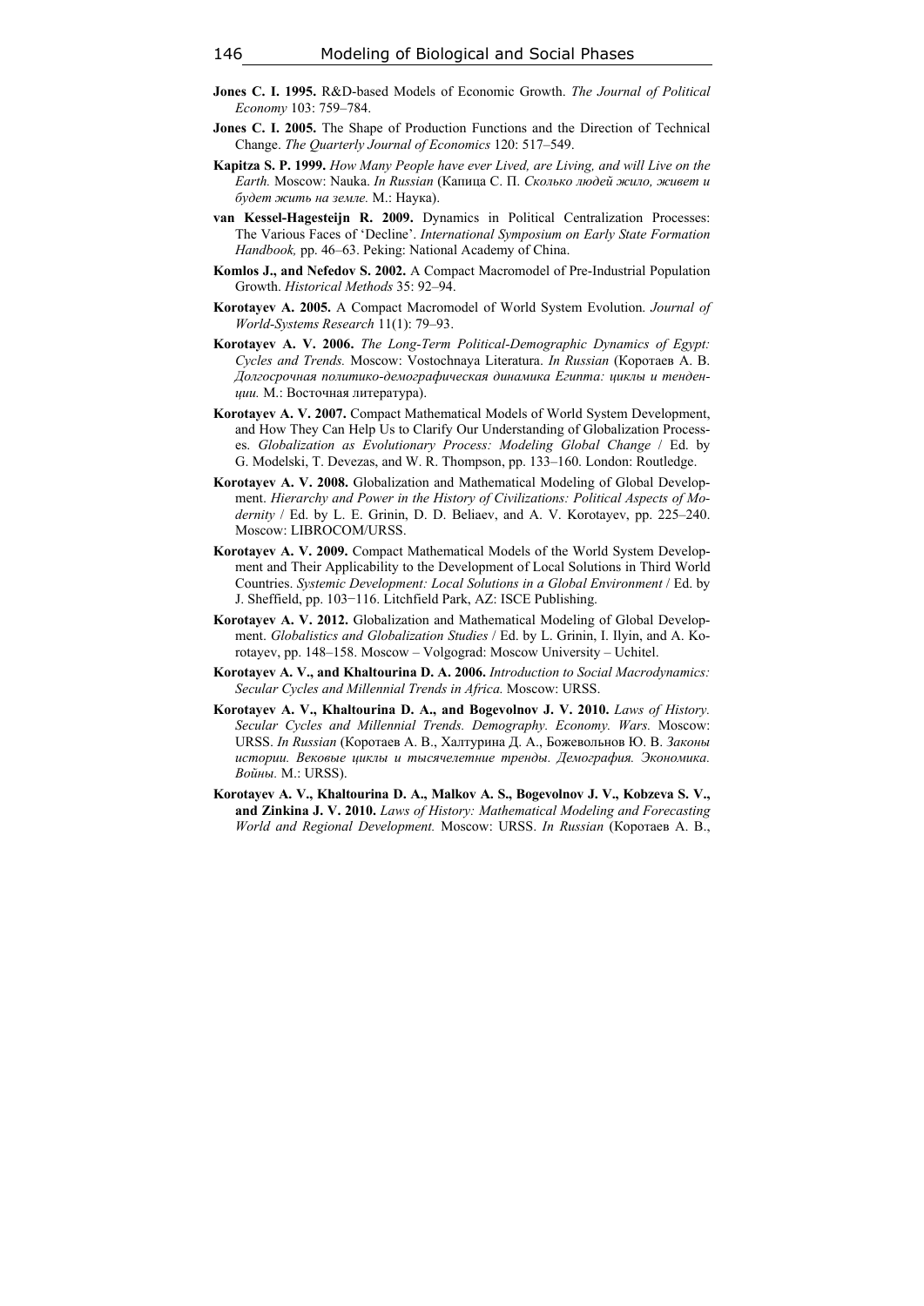**Jones C. I. 1995.** R&D-based Models of Economic Growth. *The Journal of Political Economy* 103: 759–784.

**Jones C. I. 2005.** The Shape of Production Functions and the Direction of Technical Change. *The Quarterly Journal of Economics* 120: 517–549.

**Kapitza S. P. 1999.** *How Many People have ever Lived, are Living, and will Live on the Earth.* Moscow: Nauka. *In Russian* (Капица С. П. *Сколько людей жило, живет и будет жить на земле.* М.: Наука).

**van Kessel-Hagesteijn R. 2009.** Dynamics in Political Centralization Processes: The Various Faces of 'Decline'. *International Symposium on Early State Formation Handbook,* pp. 46–63. Peking: National Academy of China.

**Komlos J., and Nefedov S. 2002.** A Compact Macromodel of Pre-Industrial Population Growth. *Historical Methods* 35: 92–94.

**Korotayev A. 2005.** A Compact Macromodel of World System Evolution. *Journal of World-Systems Research* 11(1): 79–93.

**Korotayev A. V. 2006.** *The Long-Term Political-Demographic Dynamics of Egypt: Cycles and Trends.* Moscow: Vostochnaya Literatura. *In Russian* (Коротаев А. В. *Долгосрочная политико-демографическая динамика Египта: циклы и тенденции.* М.: Восточная литература).

**Korotayev A. V. 2007.** Compact Mathematical Models of World System Development, and How They Can Help Us to Clarify Our Understanding of Globalization Processes. *Globalization as Evolutionary Process: Modeling Global Change* / Ed. by G. Modelski, T. Devezas, and W. R. Thompson, pp. 133–160. London: Routledge.

**Korotayev A. V. 2008.** Globalization and Mathematical Modeling of Global Development. *Hierarchy and Power in the History of Civilizations: Political Aspects of Modernity* / Ed. by L. E. Grinin, D. D. Beliaev, and A. V. Korotayev, pp. 225–240. Moscow: LIBROCOM/URSS.

**Korotayev A. V. 2009.** Compact Mathematical Models of the World System Development and Their Applicability to the Development of Local Solutions in Third World Countries. *Systemic Development: Local Solutions in a Global Environment* / Ed. by J. Sheffield, pp. 103−116. Litchfield Park, AZ: ISCE Publishing.

**Korotayev A. V. 2012.** Globalization and Mathematical Modeling of Global Development. *Globalistics and Globalization Studies* / Ed. by L. Grinin, I. Ilyin, and A. Korotayev, pp. 148–158. Moscow – Volgograd: Moscow University – Uchitel.

**Korotayev A. V., and Khaltourina D. A. 2006.** *Introduction to Social Macrodynamics: Secular Cycles and Millennial Trends in Africa.* Moscow: URSS.

**Korotayev A. V., Khaltourina D. A., and Bogevolnov J. V. 2010.** *Laws of History. Secular Cycles and Millennial Trends. Demography. Economy. Wars.* Moscow: URSS. *In Russian* (Коротаев А. В., Халтурина Д. А., Божевольнов Ю. В. *Законы истории. Вековые циклы и тысячелетние тренды. Демография. Экономика. Войны.* М.: URSS).

**Korotayev A. V., Khaltourina D. A., Malkov A. S., Bogevolnov J. V., Kobzeva S. V., and Zinkina J. V. 2010.** *Laws of History: Mathematical Modeling and Forecasting World and Regional Development.* Moscow: URSS. *In Russian* (Коротаев А. В.,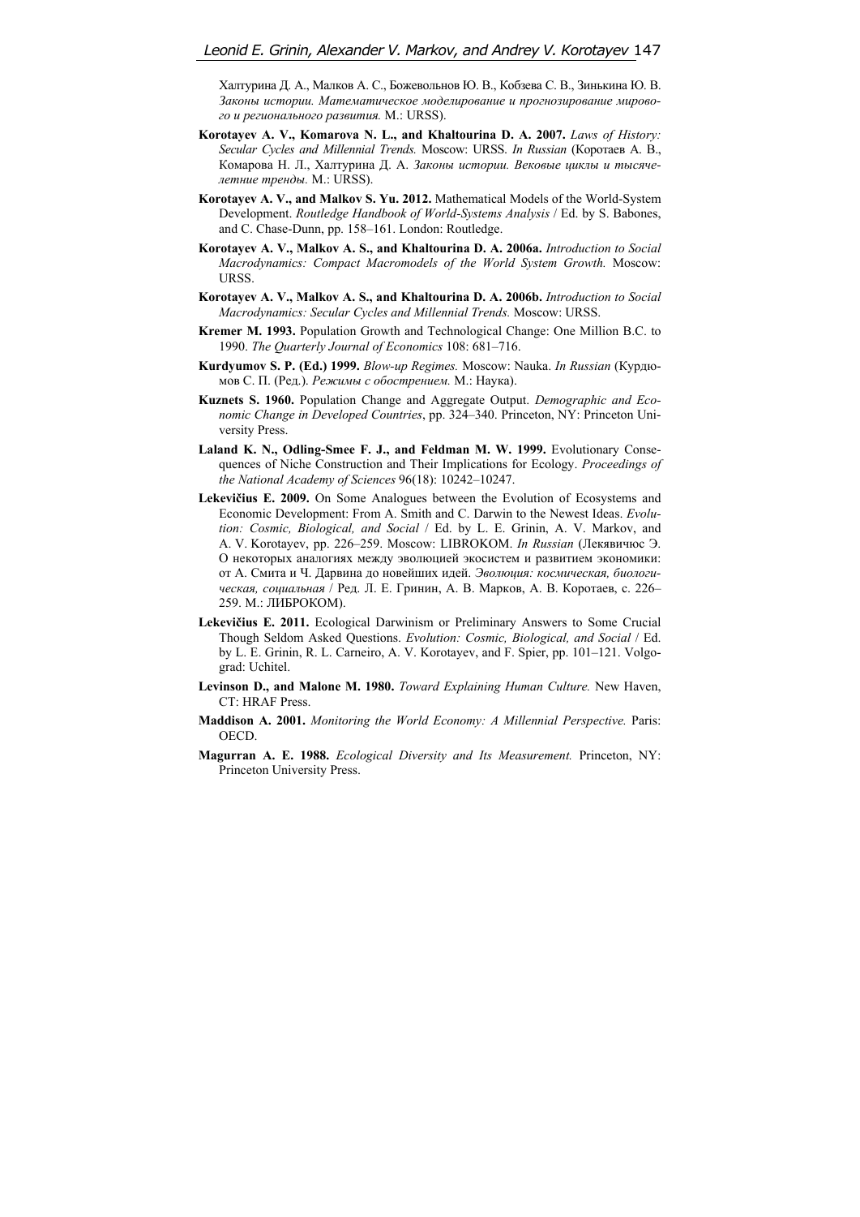Халтурина Д. А., Малков А. С., Божевольнов Ю. В., Кобзева С. В., Зинькина Ю. В. *Законы истории. Математическое моделирование и прогнозирование мирового и регионального развития.* М.: URSS).

**Korotayev A. V., Komarova N. L., and Khaltourina D. A. 2007.** *Laws of History: Secular Cycles and Millennial Trends.* Moscow: URSS. *In Russian* (Коротаев А. В., Комарова Н. Л., Халтурина Д. А. *Законы истории. Вековые циклы и тысячелетние тренды.* М.: URSS).

**Korotayev A. V., and Malkov S. Yu. 2012.** Mathematical Models of the World-System Development. *Routledge Handbook of World-Systems Analysis* / Ed. by S. Babones, and C. Chase-Dunn, pp. 158–161. London: Routledge.

**Korotayev A. V., Malkov A. S., and Khaltourina D. A. 2006a.** *Introduction to Social Macrodynamics: Compact Macromodels of the World System Growth.* Moscow: URSS.

**Korotayev A. V., Malkov A. S., and Khaltourina D. A. 2006b.** *Introduction to Social Macrodynamics: Secular Cycles and Millennial Trends.* Moscow: URSS.

**Kremer M. 1993.** Population Growth and Technological Change: One Million B.C. to 1990. *The Quarterly Journal of Economics* 108: 681–716.

**Kurdyumov S. P. (Ed.) 1999.** *Blow-up Regimes.* Moscow: Nauka. *In Russian* (Курдюмов С. П. (Ред.). *Режимы с обострением.* М.: Наука).

**Kuznets S. 1960.** Population Change and Aggregate Output. *Demographic and Economic Change in Developed Countries*, pp. 324–340. Princeton, NY: Princeton University Press.

**Laland K. N., Odling-Smee F. J., and Feldman M. W. 1999.** Evolutionary Consequences of Niche Construction and Their Implications for Ecology. *Proceedings of the National Academy of Sciences* 96(18): 10242–10247.

**Lekevičius E. 2009.** On Some Analogues between the Evolution of Ecosystems and Economic Development: From A. Smith and C. Darwin to the Newest Ideas. *Evolution: Cosmic, Biological, and Social* / Ed. by L. E. Grinin, A. V. Markov, and A. V. Korotayev, pp. 226–259. Moscow: LIBROKOM. *In Russian* (Лекявичюс Э. О некоторых аналогиях между эволюцией экосистем и развитием экономики: от А. Смита и Ч. Дарвина до новейших идей. *Эволюция: космическая, биологическая, социальная* / Ред. Л. Е. Гринин, А. В. Марков, А. В. Коротаев, с. 226–259. М.: ЛИБРОКОМ).

**Lekevičius E. 2011.** Ecological Darwinism or Preliminary Answers to Some Crucial Though Seldom Asked Questions. *Evolution: Cosmic, Biological, and Social* / Ed. by L. E. Grinin, R. L. Carneiro, A. V. Korotayev, and F. Spier, pp. 101–121. Volgograd: Uchitel.

**Levinson D., and Malone M. 1980.** *Toward Explaining Human Culture.* New Haven, CT: HRAF Press.

**Maddison A. 2001.** *Monitoring the World Economy: A Millennial Perspective.* Paris: OECD.

**Magurran A. E. 1988.** *Ecological Diversity and Its Measurement.* Princeton, NY: Princeton University Press.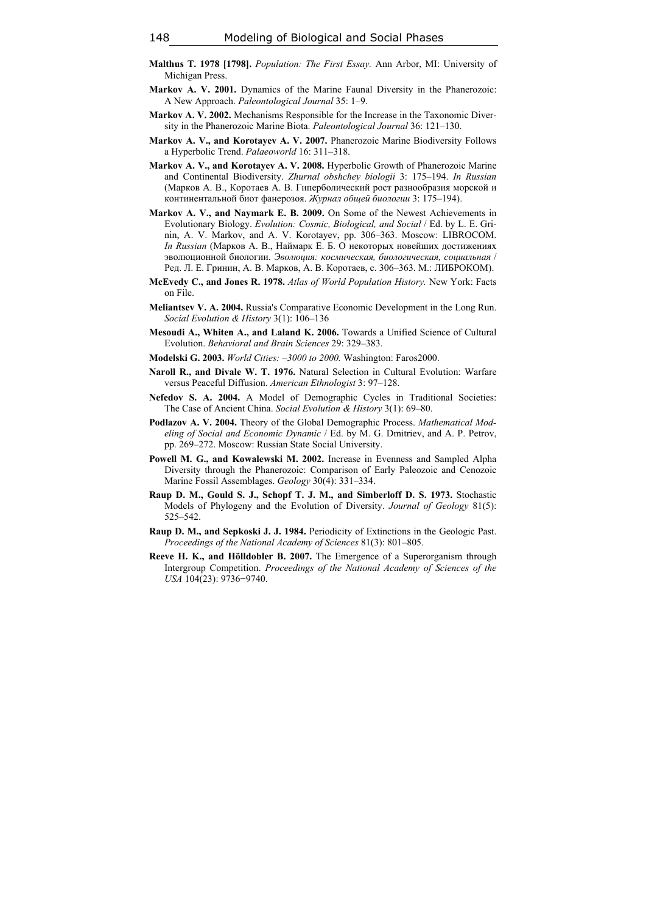**Malthus T. 1978 [1798].** *Population: The First Essay.* Ann Arbor, MI: University of Michigan Press.

**Markov A. V. 2001.** Dynamics of the Marine Faunal Diversity in the Phanerozoic: A New Approach. *Paleontological Journal* 35: 1–9.

**Markov A. V. 2002.** Mechanisms Responsible for the Increase in the Taxonomic Diversity in the Phanerozoic Marine Biota. *Paleontological Journal* 36: 121–130.

**Markov A. V., and Korotayev A. V. 2007.** Phanerozoic Marine Biodiversity Follows a Hyperbolic Trend. *Palaeoworld* 16: 311–318.

**Markov A. V., and Korotayev A. V. 2008.** Hyperbolic Growth of Phanerozoic Marine and Continental Biodiversity. *Zhurnal obshchey biologii* 3: 175–194. *In Russian* (Марков А. В., Коротаев А. В. Гиперболический рост разнообразия морской и континентальной биот фанерозоя. *Журнал общей биологии* 3: 175–194).

**Markov A. V., and Naymark E. B. 2009.** On Some of the Newest Achievements in Evolutionary Biology. *Evolution: Cosmic, Biological, and Social* / Ed. by L. E. Grinin, A. V. Markov, and A. V. Korotayev, pp. 306–363. Moscow: LIBROCOM. *In Russian* (Марков А. В., Наймарк Е. Б. О некоторых новейших достижениях эволюционной биологии. *Эволюция: космическая, биологическая, социальная* / Ред. Л. Е. Гринин, А. В. Марков, А. В. Коротаев, с. 306–363. М.: ЛИБРОКОМ).

**McEvedy C., and Jones R. 1978.** *Atlas of World Population History.* New York: Facts on File.

**Meliantsev V. A. 2004.** Russia's Comparative Economic Development in the Long Run. *Social Evolution & History* 3(1): 106–136

**Mesoudi A., Whiten A., and Laland K. 2006.** Towards a Unified Science of Cultural Evolution. *Behavioral and Brain Sciences* 29: 329–383.

**Modelski G. 2003.** *World Cities: –3000 to 2000.* Washington: Faros2000.

**Naroll R., and Divale W. T. 1976.** Natural Selection in Cultural Evolution: Warfare versus Peaceful Diffusion. *American Ethnologist* 3: 97–128.

**Nefedov S. A. 2004.** A Model of Demographic Cycles in Traditional Societies: The Case of Ancient China. *Social Evolution & History* 3(1): 69–80.

**Podlazov A. V. 2004.** Theory of the Global Demographic Process. *Mathematical Modeling of Social and Economic Dynamic* / Ed. by M. G. Dmitriev, and A. P. Petrov, pp. 269–272. Moscow: Russian State Social University.

**Powell M. G., and Kowalewski M. 2002.** Increase in Evenness and Sampled Alpha Diversity through the Phanerozoic: Comparison of Early Paleozoic and Cenozoic Marine Fossil Assemblages. *Geology* 30(4): 331–334.

**Raup D. M., Gould S. J., Schopf T. J. M., and Simberloff D. S. 1973.** Stochastic Models of Phylogeny and the Evolution of Diversity. *Journal of Geology* 81(5): 525–542.

**Raup D. M., and Sepkoski J. J. 1984.** Periodicity of Extinctions in the Geologic Past. *Proceedings of the National Academy of Sciences* 81(3): 801–805.

**Reeve H. K., and Hölldobler B. 2007.** The Emergence of a Superorganism through Intergroup Competition. *Proceedings of the National Academy of Sciences of the USA* 104(23): 9736−9740.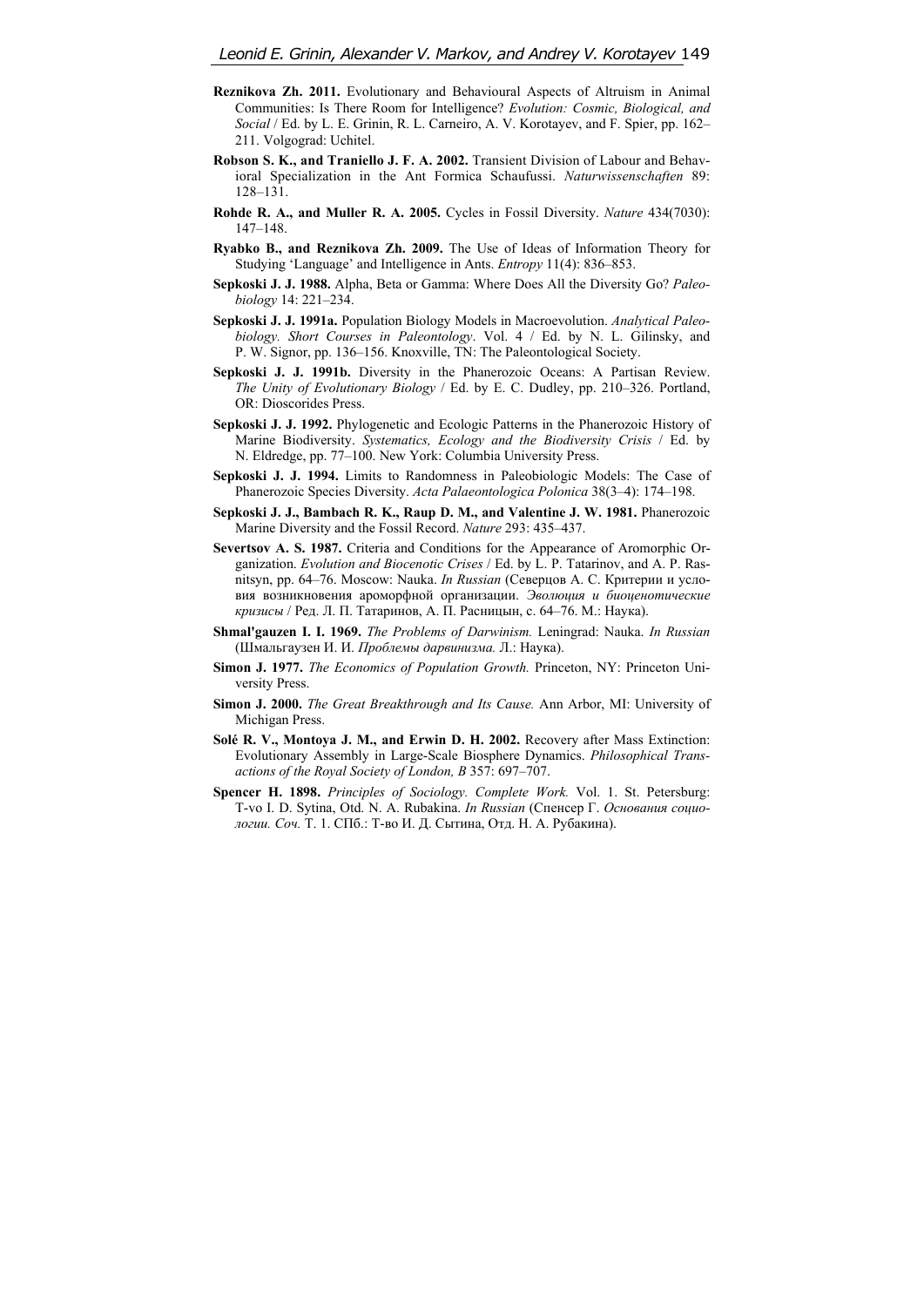**Reznikova Zh. 2011.** Evolutionary and Behavioural Aspects of Altruism in Animal Communities: Is There Room for Intelligence? *Evolution: Cosmic, Biological, and Social* / Ed. by L. E. Grinin, R. L. Carneiro, A. V. Korotayev, and F. Spier, pp. 162–211. Volgograd: Uchitel.

**Robson S. K., and Traniello J. F. A. 2002.** Transient Division of Labour and Behavioral Specialization in the Ant Formica Schaufussi. *Naturwissenschaften* 89: 128–131.

**Rohde R. A., and Muller R. A. 2005.** Cycles in Fossil Diversity. *Nature* 434(7030): 147–148.

**Ryabko B., and Reznikova Zh. 2009.** The Use of Ideas of Information Theory for Studying 'Language' and Intelligence in Ants. *Entropy* 11(4): 836–853.

**Sepkoski J. J. 1988.** Alpha, Beta or Gamma: Where Does All the Diversity Go? *Paleobiology* 14: 221–234.

**Sepkoski J. J. 1991a.** Population Biology Models in Macroevolution. *Analytical Paleobiology. Short Courses in Paleontology*. Vol. 4 / Ed. by N. L. Gilinsky, and P. W. Signor, pp. 136–156. Knoxville, TN: The Paleontological Society.

**Sepkoski J. J. 1991b.** Diversity in the Phanerozoic Oceans: A Partisan Review. *The Unity of Evolutionary Biology* / Ed. by E. C. Dudley, pp. 210–326. Portland, OR: Dioscorides Press.

**Sepkoski J. J. 1992.** Phylogenetic and Ecologic Patterns in the Phanerozoic History of Marine Biodiversity. *Systematics, Ecology and the Biodiversity Crisis* / Ed. by N. Eldredge, pp. 77–100. New York: Columbia University Press.

**Sepkoski J. J. 1994.** Limits to Randomness in Paleobiologic Models: The Case of Phanerozoic Species Diversity. *Acta Palaeontologica Polonica* 38(3–4): 174–198.

**Sepkoski J. J., Bambach R. K., Raup D. M., and Valentine J. W. 1981.** Phanerozoic Marine Diversity and the Fossil Record. *Nature* 293: 435–437.

**Severtsov A. S. 1987.** Criteria and Conditions for the Appearance of Aromorphic Organization. *Evolution and Biocenotic Crises* / Ed. by L. P. Tatarinov, and A. P. Rasnitsyn, pp. 64–76. Moscow: Nauka. *In Russian* (Северцов А. С. Критерии и условия возникновения ароморфной организации. *Эволюция и биоценотические кризисы* / Ред. Л. П. Татаринов, А. П. Расницын, с. 64–76. М.: Наука).

**Shmal'gauzen I. I. 1969.** *The Problems of Darwinism.* Leningrad: Nauka. *In Russian* (Шмальгаузен И. И. *Проблемы дарвинизма.* Л.: Наука).

**Simon J. 1977.** *The Economics of Population Growth.* Princeton, NY: Princeton University Press.

**Simon J. 2000.** *The Great Breakthrough and Its Cause.* Ann Arbor, MI: University of Michigan Press.

**Solé R. V., Montoya J. M., and Erwin D. H. 2002.** Recovery after Mass Extinction: Evolutionary Assembly in Large-Scale Biosphere Dynamics. *Philosophical Transactions of the Royal Society of London, B* 357: 697–707.

**Spencer H. 1898.** *Principles of Sociology. Complete Work.* Vol. 1. St. Petersburg: T-vo I. D. Sytina, Otd. N. A. Rubakina. *In Russian* (Спенсер Г. *Основания социологии. Соч.* Т. 1. СПб.: Т-во И. Д. Сытина, Отд. Н. А. Рубакина).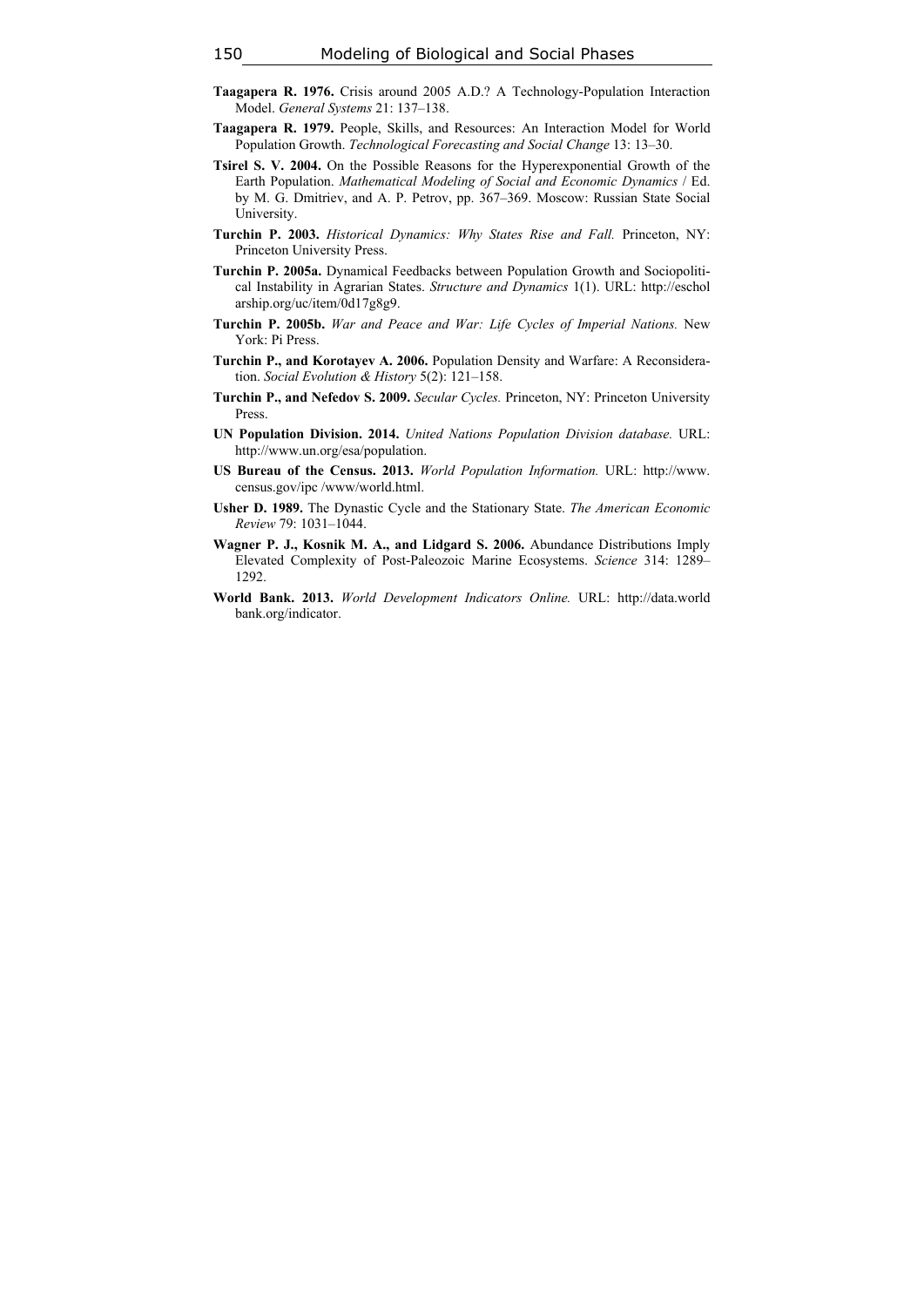**Taagapera R. 1976.** Crisis around 2005 A.D.? A Technology-Population Interaction Model. *General Systems* 21: 137–138.

**Taagapera R. 1979.** People, Skills, and Resources: An Interaction Model for World Population Growth. *Technological Forecasting and Social Change* 13: 13–30.

**Tsirel S. V. 2004.** On the Possible Reasons for the Hyperexponential Growth of the Earth Population. *Mathematical Modeling of Social and Economic Dynamics* / Ed. by M. G. Dmitriev, and A. P. Petrov, pp. 367–369. Moscow: Russian State Social University.

**Turchin P. 2003.** *Historical Dynamics: Why States Rise and Fall.* Princeton, NY: Princeton University Press.

**Turchin P. 2005a.** Dynamical Feedbacks between Population Growth and Sociopolitical Instability in Agrarian States. *Structure and Dynamics* 1(1). URL: http://escholarship.org/uc/item/0d17g8g9.

**Turchin P. 2005b.** *War and Peace and War: Life Cycles of Imperial Nations.* New York: Pi Press.

**Turchin P., and Korotayev A. 2006.** Population Density and Warfare: A Reconsideration. *Social Evolution & History* 5(2): 121–158.

**Turchin P., and Nefedov S. 2009.** *Secular Cycles.* Princeton, NY: Princeton University Press.

**UN Population Division. 2014.** *United Nations Population Division database.* URL: http://www.un.org/esa/population.

**US Bureau of the Census. 2013.** *World Population Information.* URL: http://www.census.gov/ipc /www/world.html.

**Usher D. 1989.** The Dynastic Cycle and the Stationary State. *The American Economic Review* 79: 1031–1044.

**Wagner P. J., Kosnik M. A., and Lidgard S. 2006.** Abundance Distributions Imply Elevated Complexity of Post-Paleozoic Marine Ecosystems. *Science* 314: 1289–1292.

**World Bank. 2013.** *World Development Indicators Online.* URL: http://data.worldbank.org/indicator.